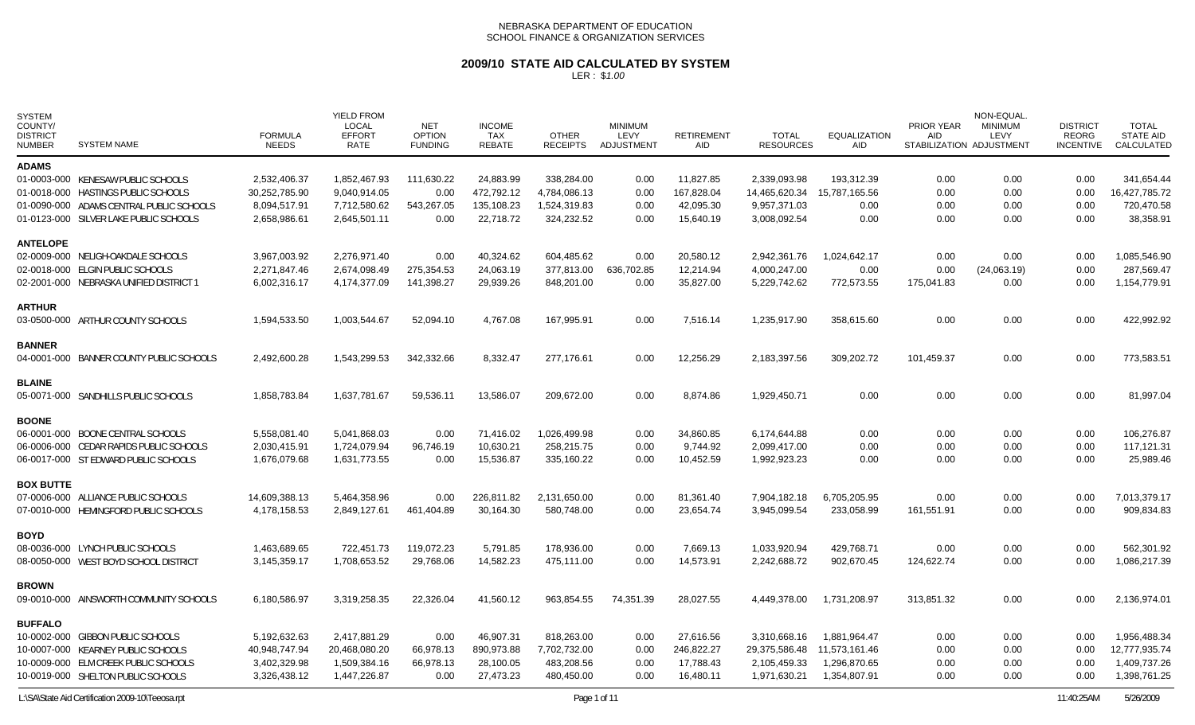NEBRASKA DEPARTMENT OF EDUCATION
SCHOOL FINANCE & ORGANIZATION SERVICES

# 2009/10 STATE AID CALCULATED BY SYSTEM

LER : $1.00

| SYSTEM COUNTY/ DISTRICT NUMBER | SYSTEM NAME | FORMULA NEEDS | YIELD FROM LOCAL EFFORT RATE | NET OPTION FUNDING | INCOME TAX REBATE | OTHER RECEIPTS | MINIMUM LEVY ADJUSTMENT | RETIREMENT AID | TOTAL RESOURCES | EQUALIZATION AID | PRIOR YEAR AID STABILIZATION | NON-EQUAL. MINIMUM LEVY ADJUSTMENT | DISTRICT REORG INCENTIVE | TOTAL STATE AID CALCULATED |
|---|---|---|---|---|---|---|---|---|---|---|---|---|---|---|
| **ADAMS** | | | | | | | | | | | | | | |
| 01-0003-000 | KENESAW PUBLIC SCHOOLS | 2,532,406.37 | 1,852,467.93 | 111,630.22 | 24,883.99 | 338,284.00 | 0.00 | 11,827.85 | 2,339,093.98 | 193,312.39 | 0.00 | 0.00 | 0.00 | 341,654.44 |
| 01-0018-000 | HASTINGS PUBLIC SCHOOLS | 30,252,785.90 | 9,040,914.05 | 0.00 | 472,792.12 | 4,784,086.13 | 0.00 | 167,828.04 | 14,465,620.34 | 15,787,165.56 | 0.00 | 0.00 | 0.00 | 16,427,785.72 |
| 01-0090-000 | ADAMS CENTRAL PUBLIC SCHOOLS | 8,094,517.91 | 7,712,580.62 | 543,267.05 | 135,108.23 | 1,524,319.83 | 0.00 | 42,095.30 | 9,957,371.03 | 0.00 | 0.00 | 0.00 | 0.00 | 720,470.58 |
| 01-0123-000 | SILVER LAKE PUBLIC SCHOOLS | 2,658,986.61 | 2,645,501.11 | 0.00 | 22,718.72 | 324,232.52 | 0.00 | 15,640.19 | 3,008,092.54 | 0.00 | 0.00 | 0.00 | 0.00 | 38,358.91 |
| **ANTELOPE** | | | | | | | | | | | | | | |
| 02-0009-000 | NELIGH-OAKDALE SCHOOLS | 3,967,003.92 | 2,276,971.40 | 0.00 | 40,324.62 | 604,485.62 | 0.00 | 20,580.12 | 2,942,361.76 | 1,024,642.17 | 0.00 | 0.00 | 0.00 | 1,085,546.90 |
| 02-0018-000 | ELGIN PUBLIC SCHOOLS | 2,271,847.46 | 2,674,098.49 | 275,354.53 | 24,063.19 | 377,813.00 | 636,702.85 | 12,214.94 | 4,000,247.00 | 0.00 | 0.00 | (24,063.19) | 0.00 | 287,569.47 |
| 02-2001-000 | NEBRASKA UNIFIED DISTRICT 1 | 6,002,316.17 | 4,174,377.09 | 141,398.27 | 29,939.26 | 848,201.00 | 0.00 | 35,827.00 | 5,229,742.62 | 772,573.55 | 175,041.83 | 0.00 | 0.00 | 1,154,779.91 |
| **ARTHUR** | | | | | | | | | | | | | | |
| 03-0500-000 | ARTHUR COUNTY SCHOOLS | 1,594,533.50 | 1,003,544.67 | 52,094.10 | 4,767.08 | 167,995.91 | 0.00 | 7,516.14 | 1,235,917.90 | 358,615.60 | 0.00 | 0.00 | 0.00 | 422,992.92 |
| **BANNER** | | | | | | | | | | | | | | |
| 04-0001-000 | BANNER COUNTY PUBLIC SCHOOLS | 2,492,600.28 | 1,543,299.53 | 342,332.66 | 8,332.47 | 277,176.61 | 0.00 | 12,256.29 | 2,183,397.56 | 309,202.72 | 101,459.37 | 0.00 | 0.00 | 773,583.51 |
| **BLAINE** | | | | | | | | | | | | | | |
| 05-0071-000 | SANDHILLS PUBLIC SCHOOLS | 1,858,783.84 | 1,637,781.67 | 59,536.11 | 13,586.07 | 209,672.00 | 0.00 | 8,874.86 | 1,929,450.71 | 0.00 | 0.00 | 0.00 | 0.00 | 81,997.04 |
| **BOONE** | | | | | | | | | | | | | | |
| 06-0001-000 | BOONE CENTRAL SCHOOLS | 5,558,081.40 | 5,041,868.03 | 0.00 | 71,416.02 | 1,026,499.98 | 0.00 | 34,860.85 | 6,174,644.88 | 0.00 | 0.00 | 0.00 | 0.00 | 106,276.87 |
| 06-0006-000 | CEDAR RAPIDS PUBLIC SCHOOLS | 2,030,415.91 | 1,724,079.94 | 96,746.19 | 10,630.21 | 258,215.75 | 0.00 | 9,744.92 | 2,099,417.00 | 0.00 | 0.00 | 0.00 | 0.00 | 117,121.31 |
| 06-0017-000 | ST EDWARD PUBLIC SCHOOLS | 1,676,079.68 | 1,631,773.55 | 0.00 | 15,536.87 | 335,160.22 | 0.00 | 10,452.59 | 1,992,923.23 | 0.00 | 0.00 | 0.00 | 0.00 | 25,989.46 |
| **BOX BUTTE** | | | | | | | | | | | | | | |
| 07-0006-000 | ALLIANCE PUBLIC SCHOOLS | 14,609,388.13 | 5,464,358.96 | 0.00 | 226,811.82 | 2,131,650.00 | 0.00 | 81,361.40 | 7,904,182.18 | 6,705,205.95 | 0.00 | 0.00 | 0.00 | 7,013,379.17 |
| 07-0010-000 | HEMINGFORD PUBLIC SCHOOLS | 4,178,158.53 | 2,849,127.61 | 461,404.89 | 30,164.30 | 580,748.00 | 0.00 | 23,654.74 | 3,945,099.54 | 233,058.99 | 161,551.91 | 0.00 | 0.00 | 909,834.83 |
| **BOYD** | | | | | | | | | | | | | | |
| 08-0036-000 | LYNCH PUBLIC SCHOOLS | 1,463,689.65 | 722,451.73 | 119,072.23 | 5,791.85 | 178,936.00 | 0.00 | 7,669.13 | 1,033,920.94 | 429,768.71 | 0.00 | 0.00 | 0.00 | 562,301.92 |
| 08-0050-000 | WEST BOYD SCHOOL DISTRICT | 3,145,359.17 | 1,708,653.52 | 29,768.06 | 14,582.23 | 475,111.00 | 0.00 | 14,573.91 | 2,242,688.72 | 902,670.45 | 124,622.74 | 0.00 | 0.00 | 1,086,217.39 |
| **BROWN** | | | | | | | | | | | | | | |
| 09-0010-000 | AINSWORTH COMMUNITY SCHOOLS | 6,180,586.97 | 3,319,258.35 | 22,326.04 | 41,560.12 | 963,854.55 | 74,351.39 | 28,027.55 | 4,449,378.00 | 1,731,208.97 | 313,851.32 | 0.00 | 0.00 | 2,136,974.01 |
| **BUFFALO** | | | | | | | | | | | | | | |
| 10-0002-000 | GIBBON PUBLIC SCHOOLS | 5,192,632.63 | 2,417,881.29 | 0.00 | 46,907.31 | 818,263.00 | 0.00 | 27,616.56 | 3,310,668.16 | 1,881,964.47 | 0.00 | 0.00 | 0.00 | 1,956,488.34 |
| 10-0007-000 | KEARNEY PUBLIC SCHOOLS | 40,948,747.94 | 20,468,080.20 | 66,978.13 | 890,973.88 | 7,702,732.00 | 0.00 | 246,822.27 | 29,375,586.48 | 11,573,161.46 | 0.00 | 0.00 | 0.00 | 12,777,935.74 |
| 10-0009-000 | ELM CREEK PUBLIC SCHOOLS | 3,402,329.98 | 1,509,384.16 | 66,978.13 | 28,100.05 | 483,208.56 | 0.00 | 17,788.43 | 2,105,459.33 | 1,296,870.65 | 0.00 | 0.00 | 0.00 | 1,409,737.26 |
| 10-0019-000 | SHELTON PUBLIC SCHOOLS | 3,326,438.12 | 1,447,226.87 | 0.00 | 27,473.23 | 480,450.00 | 0.00 | 16,480.11 | 1,971,630.21 | 1,354,807.91 | 0.00 | 0.00 | 0.00 | 1,398,761.25 |

L:\SA\State Aid Certification 2009-10\Teeosa.rpt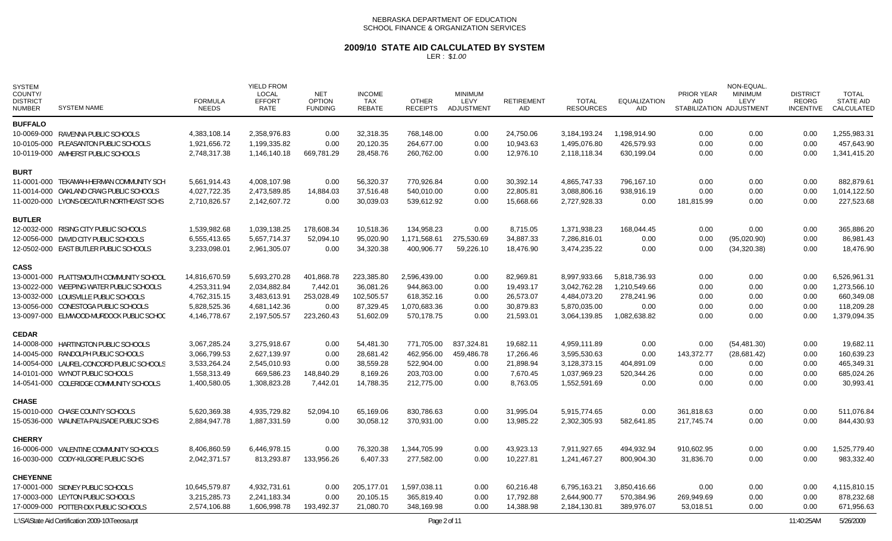NEBRASKA DEPARTMENT OF EDUCATION
SCHOOL FINANCE & ORGANIZATION SERVICES

# 2009/10 STATE AID CALCULATED BY SYSTEM

LER : $1.00

| SYSTEM COUNTY/ DISTRICT NUMBER | SYSTEM NAME | FORMULA NEEDS | YIELD FROM LOCAL EFFORT RATE | NET OPTION FUNDING | INCOME TAX REBATE | OTHER RECEIPTS | MINIMUM LEVY ADJUSTMENT | RETIREMENT AID | TOTAL RESOURCES | EQUALIZATION AID | PRIOR YEAR AID STABILIZATION | NON-EQUAL. MINIMUM LEVY ADJUSTMENT | DISTRICT REORG INCENTIVE | TOTAL STATE AID CALCULATED |
|---|---|---|---|---|---|---|---|---|---|---|---|---|---|---|
| **BUFFALO** | | | | | | | | | | | | | | |
| 10-0069-000 | RAVENNA PUBLIC SCHOOLS | 4,383,108.14 | 2,358,976.83 | 0.00 | 32,318.35 | 768,148.00 | 0.00 | 24,750.06 | 3,184,193.24 | 1,198,914.90 | 0.00 | 0.00 | 0.00 | 1,255,983.31 |
| 10-0105-000 | PLEASANTON PUBLIC SCHOOLS | 1,921,656.72 | 1,199,335.82 | 0.00 | 20,120.35 | 264,677.00 | 0.00 | 10,943.63 | 1,495,076.80 | 426,579.93 | 0.00 | 0.00 | 0.00 | 457,643.90 |
| 10-0119-000 | AMHERST PUBLIC SCHOOLS | 2,748,317.38 | 1,146,140.18 | 669,781.29 | 28,458.76 | 260,762.00 | 0.00 | 12,976.10 | 2,118,118.34 | 630,199.04 | 0.00 | 0.00 | 0.00 | 1,341,415.20 |
| **BURT** | | | | | | | | | | | | | | |
| 11-0001-000 | TEKAMAH-HERMAN COMMUNITY SCH | 5,661,914.43 | 4,008,107.98 | 0.00 | 56,320.37 | 770,926.84 | 0.00 | 30,392.14 | 4,865,747.33 | 796,167.10 | 0.00 | 0.00 | 0.00 | 882,879.61 |
| 11-0014-000 | OAKLAND CRAIG PUBLIC SCHOOLS | 4,027,722.35 | 2,473,589.85 | 14,884.03 | 37,516.48 | 540,010.00 | 0.00 | 22,805.81 | 3,088,806.16 | 938,916.19 | 0.00 | 0.00 | 0.00 | 1,014,122.50 |
| 11-0020-000 | LYONS-DECATUR NORTHEAST SCHS | 2,710,826.57 | 2,142,607.72 | 0.00 | 30,039.03 | 539,612.92 | 0.00 | 15,668.66 | 2,727,928.33 | 0.00 | 181,815.99 | 0.00 | 0.00 | 227,523.68 |
| **BUTLER** | | | | | | | | | | | | | | |
| 12-0032-000 | RISING CITY PUBLIC SCHOOLS | 1,539,982.68 | 1,039,138.25 | 178,608.34 | 10,518.36 | 134,958.23 | 0.00 | 8,715.05 | 1,371,938.23 | 168,044.45 | 0.00 | 0.00 | 0.00 | 365,886.20 |
| 12-0056-000 | DAVID CITY PUBLIC SCHOOLS | 6,555,413.65 | 5,657,714.37 | 52,094.10 | 95,020.90 | 1,171,568.61 | 275,530.69 | 34,887.33 | 7,286,816.01 | 0.00 | 0.00 | (95,020.90) | 0.00 | 86,981.43 |
| 12-0502-000 | EAST BUTLER PUBLIC SCHOOLS | 3,233,098.01 | 2,961,305.07 | 0.00 | 34,320.38 | 400,906.77 | 59,226.10 | 18,476.90 | 3,474,235.22 | 0.00 | 0.00 | (34,320.38) | 0.00 | 18,476.90 |
| **CASS** | | | | | | | | | | | | | | |
| 13-0001-000 | PLATTSMOUTH COMMUNITY SCHOOL | 14,816,670.59 | 5,693,270.28 | 401,868.78 | 223,385.80 | 2,596,439.00 | 0.00 | 82,969.81 | 8,997,933.66 | 5,818,736.93 | 0.00 | 0.00 | 0.00 | 6,526,961.31 |
| 13-0022-000 | WEEPING WATER PUBLIC SCHOOLS | 4,253,311.94 | 2,034,882.84 | 7,442.01 | 36,081.26 | 944,863.00 | 0.00 | 19,493.17 | 3,042,762.28 | 1,210,549.66 | 0.00 | 0.00 | 0.00 | 1,273,566.10 |
| 13-0032-000 | LOUISVILLE PUBLIC SCHOOLS | 4,762,315.15 | 3,483,613.91 | 253,028.49 | 102,505.57 | 618,352.16 | 0.00 | 26,573.07 | 4,484,073.20 | 278,241.96 | 0.00 | 0.00 | 0.00 | 660,349.08 |
| 13-0056-000 | CONESTOGA PUBLIC SCHOOLS | 5,828,525.36 | 4,681,142.36 | 0.00 | 87,329.45 | 1,070,683.36 | 0.00 | 30,879.83 | 5,870,035.00 | 0.00 | 0.00 | 0.00 | 0.00 | 118,209.28 |
| 13-0097-000 | ELMWOOD-MURDOCK PUBLIC SCHOC | 4,146,778.67 | 2,197,505.57 | 223,260.43 | 51,602.09 | 570,178.75 | 0.00 | 21,593.01 | 3,064,139.85 | 1,082,638.82 | 0.00 | 0.00 | 0.00 | 1,379,094.35 |
| **CEDAR** | | | | | | | | | | | | | | |
| 14-0008-000 | HARTINGTON PUBLIC SCHOOLS | 3,067,285.24 | 3,275,918.67 | 0.00 | 54,481.30 | 771,705.00 | 837,324.81 | 19,682.11 | 4,959,111.89 | 0.00 | 0.00 | (54,481.30) | 0.00 | 19,682.11 |
| 14-0045-000 | RANDOLPH PUBLIC SCHOOLS | 3,066,799.53 | 2,627,139.97 | 0.00 | 28,681.42 | 462,956.00 | 459,486.78 | 17,266.46 | 3,595,530.63 | 0.00 | 143,372.77 | (28,681.42) | 0.00 | 160,639.23 |
| 14-0054-000 | LAUREL-CONCORD PUBLIC SCHOOLS | 3,533,264.24 | 2,545,010.93 | 0.00 | 38,559.28 | 522,904.00 | 0.00 | 21,898.94 | 3,128,373.15 | 404,891.09 | 0.00 | 0.00 | 0.00 | 465,349.31 |
| 14-0101-000 | WYNOT PUBLIC SCHOOLS | 1,558,313.49 | 669,586.23 | 148,840.29 | 8,169.26 | 203,703.00 | 0.00 | 7,670.45 | 1,037,969.23 | 520,344.26 | 0.00 | 0.00 | 0.00 | 685,024.26 |
| 14-0541-000 | COLERIDGE COMMUNITY SCHOOLS | 1,400,580.05 | 1,308,823.28 | 7,442.01 | 14,788.35 | 212,775.00 | 0.00 | 8,763.05 | 1,552,591.69 | 0.00 | 0.00 | 0.00 | 0.00 | 30,993.41 |
| **CHASE** | | | | | | | | | | | | | | |
| 15-0010-000 | CHASE COUNTY SCHOOLS | 5,620,369.38 | 4,935,729.82 | 52,094.10 | 65,169.06 | 830,786.63 | 0.00 | 31,995.04 | 5,915,774.65 | 0.00 | 361,818.63 | 0.00 | 0.00 | 511,076.84 |
| 15-0536-000 | WAUNETA-PALISADE PUBLIC SCHS | 2,884,947.78 | 1,887,331.59 | 0.00 | 30,058.12 | 370,931.00 | 0.00 | 13,985.22 | 2,302,305.93 | 582,641.85 | 217,745.74 | 0.00 | 0.00 | 844,430.93 |
| **CHERRY** | | | | | | | | | | | | | | |
| 16-0006-000 | VALENTINE COMMUNITY SCHOOLS | 8,406,860.59 | 6,446,978.15 | 0.00 | 76,320.38 | 1,344,705.99 | 0.00 | 43,923.13 | 7,911,927.65 | 494,932.94 | 910,602.95 | 0.00 | 0.00 | 1,525,779.40 |
| 16-0030-000 | CODY-KILGORE PUBLIC SCHS | 2,042,371.57 | 813,293.87 | 133,956.26 | 6,407.33 | 277,582.00 | 0.00 | 10,227.81 | 1,241,467.27 | 800,904.30 | 31,836.70 | 0.00 | 0.00 | 983,332.40 |
| **CHEYENNE** | | | | | | | | | | | | | | |
| 17-0001-000 | SIDNEY PUBLIC SCHOOLS | 10,645,579.87 | 4,932,731.61 | 0.00 | 205,177.01 | 1,597,038.11 | 0.00 | 60,216.48 | 6,795,163.21 | 3,850,416.66 | 0.00 | 0.00 | 0.00 | 4,115,810.15 |
| 17-0003-000 | LEYTON PUBLIC SCHOOLS | 3,215,285.73 | 2,241,183.34 | 0.00 | 20,105.15 | 365,819.40 | 0.00 | 17,792.88 | 2,644,900.77 | 570,384.96 | 269,949.69 | 0.00 | 0.00 | 878,232.68 |
| 17-0009-000 | POTTER-DIX PUBLIC SCHOOLS | 2,574,106.88 | 1,606,998.78 | 193,492.37 | 21,080.70 | 348,169.98 | 0.00 | 14,388.98 | 2,184,130.81 | 389,976.07 | 53,018.51 | 0.00 | 0.00 | 671,956.63 |

L:\SA\State Aid Certification 2009-10\Teeosa.rpt 11:40:25AM 5/26/2009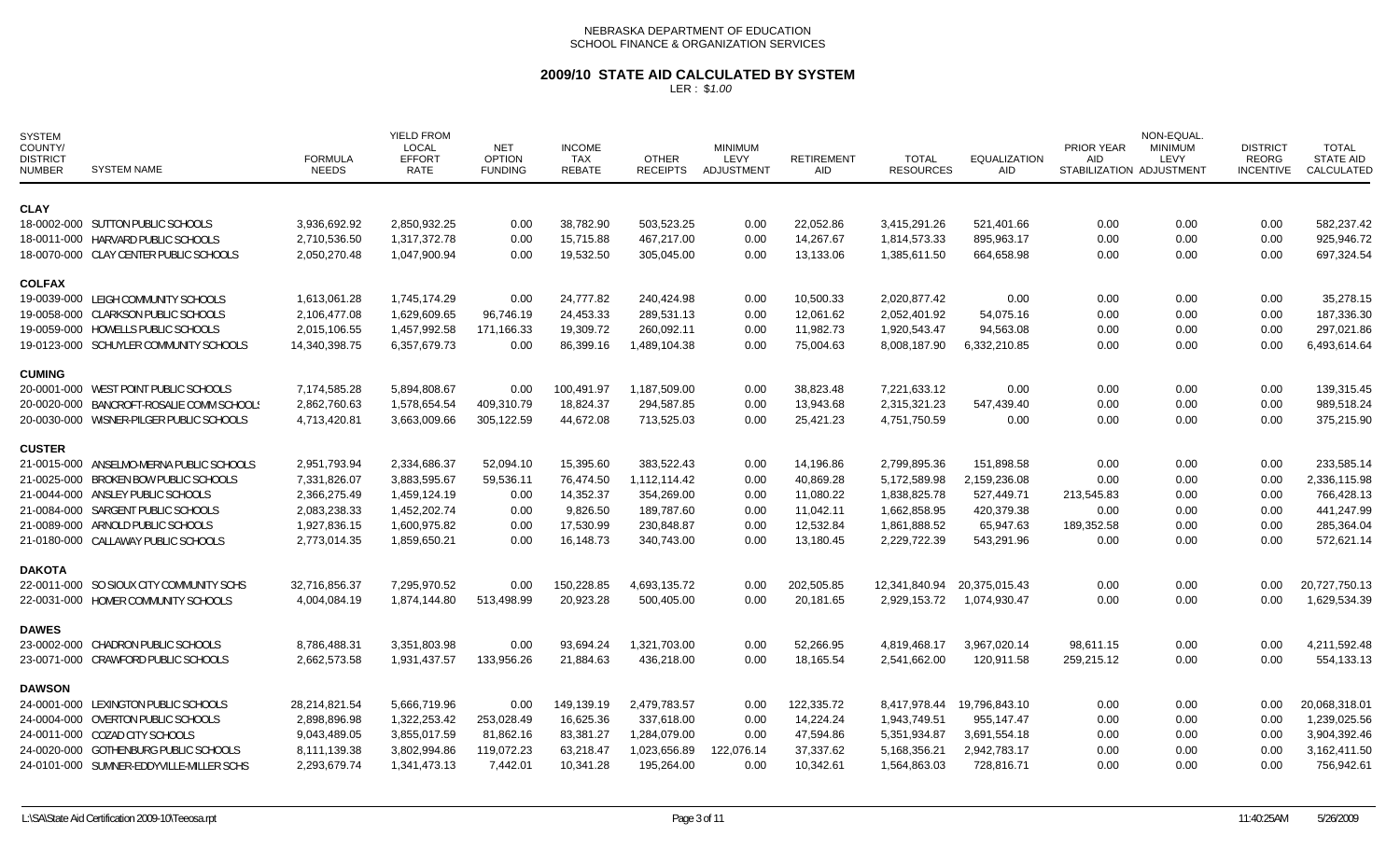NEBRASKA DEPARTMENT OF EDUCATION
SCHOOL FINANCE & ORGANIZATION SERVICES

# 2009/10 STATE AID CALCULATED BY SYSTEM

LER : $1.00

| SYSTEM COUNTY/ DISTRICT NUMBER | SYSTEM NAME | FORMULA NEEDS | YIELD FROM LOCAL EFFORT RATE | NET OPTION FUNDING | INCOME TAX REBATE | OTHER RECEIPTS | MINIMUM LEVY ADJUSTMENT | RETIREMENT AID | TOTAL RESOURCES | EQUALIZATION AID | PRIOR YEAR AID STABILIZATION | NON-EQUAL. MINIMUM LEVY ADJUSTMENT | DISTRICT REORG INCENTIVE | TOTAL STATE AID CALCULATED |
|---|---|---|---|---|---|---|---|---|---|---|---|---|---|---|
| **CLAY** | | | | | | | | | | | | | | |
| 18-0002-000 | SUTTON PUBLIC SCHOOLS | 3,936,692.92 | 2,850,932.25 | 0.00 | 38,782.90 | 503,523.25 | 0.00 | 22,052.86 | 3,415,291.26 | 521,401.66 | 0.00 | 0.00 | 0.00 | 582,237.42 |
| 18-0011-000 | HARVARD PUBLIC SCHOOLS | 2,710,536.50 | 1,317,372.78 | 0.00 | 15,715.88 | 467,217.00 | 0.00 | 14,267.67 | 1,814,573.33 | 895,963.17 | 0.00 | 0.00 | 0.00 | 925,946.72 |
| 18-0070-000 | CLAY CENTER PUBLIC SCHOOLS | 2,050,270.48 | 1,047,900.94 | 0.00 | 19,532.50 | 305,045.00 | 0.00 | 13,133.06 | 1,385,611.50 | 664,658.98 | 0.00 | 0.00 | 0.00 | 697,324.54 |
| **COLFAX** | | | | | | | | | | | | | | |
| 19-0039-000 | LEIGH COMMUNITY SCHOOLS | 1,613,061.28 | 1,745,174.29 | 0.00 | 24,777.82 | 240,424.98 | 0.00 | 10,500.33 | 2,020,877.42 | 0.00 | 0.00 | 0.00 | 0.00 | 35,278.15 |
| 19-0058-000 | CLARKSON PUBLIC SCHOOLS | 2,106,477.08 | 1,629,609.65 | 96,746.19 | 24,453.33 | 289,531.13 | 0.00 | 12,061.62 | 2,052,401.92 | 54,075.16 | 0.00 | 0.00 | 0.00 | 187,336.30 |
| 19-0059-000 | HOWELLS PUBLIC SCHOOLS | 2,015,106.55 | 1,457,992.58 | 171,166.33 | 19,309.72 | 260,092.11 | 0.00 | 11,982.73 | 1,920,543.47 | 94,563.08 | 0.00 | 0.00 | 0.00 | 297,021.86 |
| 19-0123-000 | SCHUYLER COMMUNITY SCHOOLS | 14,340,398.75 | 6,357,679.73 | 0.00 | 86,399.16 | 1,489,104.38 | 0.00 | 75,004.63 | 8,008,187.90 | 6,332,210.85 | 0.00 | 0.00 | 0.00 | 6,493,614.64 |
| **CUMING** | | | | | | | | | | | | | | |
| 20-0001-000 | WEST POINT PUBLIC SCHOOLS | 7,174,585.28 | 5,894,808.67 | 0.00 | 100,491.97 | 1,187,509.00 | 0.00 | 38,823.48 | 7,221,633.12 | 0.00 | 0.00 | 0.00 | 0.00 | 139,315.45 |
| 20-0020-000 | BANCROFT-ROSALIE COMM SCHOOLS | 2,862,760.63 | 1,578,654.54 | 409,310.79 | 18,824.37 | 294,587.85 | 0.00 | 13,943.68 | 2,315,321.23 | 547,439.40 | 0.00 | 0.00 | 0.00 | 989,518.24 |
| 20-0030-000 | WISNER-PILGER PUBLIC SCHOOLS | 4,713,420.81 | 3,663,009.66 | 305,122.59 | 44,672.08 | 713,525.03 | 0.00 | 25,421.23 | 4,751,750.59 | 0.00 | 0.00 | 0.00 | 0.00 | 375,215.90 |
| **CUSTER** | | | | | | | | | | | | | | |
| 21-0015-000 | ANSELMO-MERNA PUBLIC SCHOOLS | 2,951,793.94 | 2,334,686.37 | 52,094.10 | 15,395.60 | 383,522.43 | 0.00 | 14,196.86 | 2,799,895.36 | 151,898.58 | 0.00 | 0.00 | 0.00 | 233,585.14 |
| 21-0025-000 | BROKEN BOW PUBLIC SCHOOLS | 7,331,826.07 | 3,883,595.67 | 59,536.11 | 76,474.50 | 1,112,114.42 | 0.00 | 40,869.28 | 5,172,589.98 | 2,159,236.08 | 0.00 | 0.00 | 0.00 | 2,336,115.98 |
| 21-0044-000 | ANSLEY PUBLIC SCHOOLS | 2,366,275.49 | 1,459,124.19 | 0.00 | 14,352.37 | 354,269.00 | 0.00 | 11,080.22 | 1,838,825.78 | 527,449.71 | 213,545.83 | 0.00 | 0.00 | 766,428.13 |
| 21-0084-000 | SARGENT PUBLIC SCHOOLS | 2,083,238.33 | 1,452,202.74 | 0.00 | 9,826.50 | 189,787.60 | 0.00 | 11,042.11 | 1,662,858.95 | 420,379.38 | 0.00 | 0.00 | 0.00 | 441,247.99 |
| 21-0089-000 | ARNOLD PUBLIC SCHOOLS | 1,927,836.15 | 1,600,975.82 | 0.00 | 17,530.99 | 230,848.87 | 0.00 | 12,532.84 | 1,861,888.52 | 65,947.63 | 189,352.58 | 0.00 | 0.00 | 285,364.04 |
| 21-0180-000 | CALLAWAY PUBLIC SCHOOLS | 2,773,014.35 | 1,859,650.21 | 0.00 | 16,148.73 | 340,743.00 | 0.00 | 13,180.45 | 2,229,722.39 | 543,291.96 | 0.00 | 0.00 | 0.00 | 572,621.14 |
| **DAKOTA** | | | | | | | | | | | | | | |
| 22-0011-000 | SO SIOUX CITY COMMUNITY SCHS | 32,716,856.37 | 7,295,970.52 | 0.00 | 150,228.85 | 4,693,135.72 | 0.00 | 202,505.85 | 12,341,840.94 | 20,375,015.43 | 0.00 | 0.00 | 0.00 | 20,727,750.13 |
| 22-0031-000 | HOMER COMMUNITY SCHOOLS | 4,004,084.19 | 1,874,144.80 | 513,498.99 | 20,923.28 | 500,405.00 | 0.00 | 20,181.65 | 2,929,153.72 | 1,074,930.47 | 0.00 | 0.00 | 0.00 | 1,629,534.39 |
| **DAWES** | | | | | | | | | | | | | | |
| 23-0002-000 | CHADRON PUBLIC SCHOOLS | 8,786,488.31 | 3,351,803.98 | 0.00 | 93,694.24 | 1,321,703.00 | 0.00 | 52,266.95 | 4,819,468.17 | 3,967,020.14 | 98,611.15 | 0.00 | 0.00 | 4,211,592.48 |
| 23-0071-000 | CRAWFORD PUBLIC SCHOOLS | 2,662,573.58 | 1,931,437.57 | 133,956.26 | 21,884.63 | 436,218.00 | 0.00 | 18,165.54 | 2,541,662.00 | 120,911.58 | 259,215.12 | 0.00 | 0.00 | 554,133.13 |
| **DAWSON** | | | | | | | | | | | | | | |
| 24-0001-000 | LEXINGTON PUBLIC SCHOOLS | 28,214,821.54 | 5,666,719.96 | 0.00 | 149,139.19 | 2,479,783.57 | 0.00 | 122,335.72 | 8,417,978.44 | 19,796,843.10 | 0.00 | 0.00 | 0.00 | 20,068,318.01 |
| 24-0004-000 | OVERTON PUBLIC SCHOOLS | 2,898,896.98 | 1,322,253.42 | 253,028.49 | 16,625.36 | 337,618.00 | 0.00 | 14,224.24 | 1,943,749.51 | 955,147.47 | 0.00 | 0.00 | 0.00 | 1,239,025.56 |
| 24-0011-000 | COZAD CITY SCHOOLS | 9,043,489.05 | 3,855,017.59 | 81,862.16 | 83,381.27 | 1,284,079.00 | 0.00 | 47,594.86 | 5,351,934.87 | 3,691,554.18 | 0.00 | 0.00 | 0.00 | 3,904,392.46 |
| 24-0020-000 | GOTHENBURG PUBLIC SCHOOLS | 8,111,139.38 | 3,802,994.86 | 119,072.23 | 63,218.47 | 1,023,656.89 | 122,076.14 | 37,337.62 | 5,168,356.21 | 2,942,783.17 | 0.00 | 0.00 | 0.00 | 3,162,411.50 |
| 24-0101-000 | SUMNER-EDDYVILLE-MILLER SCHS | 2,293,679.74 | 1,341,473.13 | 7,442.01 | 10,341.28 | 195,264.00 | 0.00 | 10,342.61 | 1,564,863.03 | 728,816.71 | 0.00 | 0.00 | 0.00 | 756,942.61 |

L:\SA\State Aid Certification 2009-10\Teeosa.rpt 11:40:25AM 5/26/2009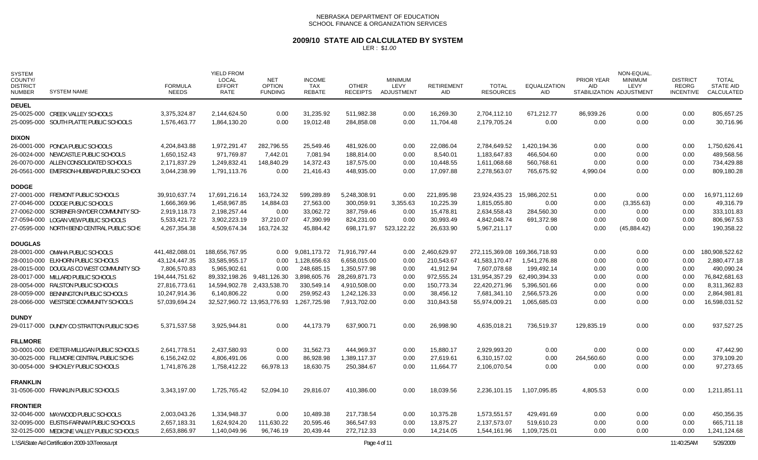NEBRASKA DEPARTMENT OF EDUCATION
SCHOOL FINANCE & ORGANIZATION SERVICES

# 2009/10 STATE AID CALCULATED BY SYSTEM

LER : $1.00

| SYSTEM COUNTY/ DISTRICT NUMBER | SYSTEM NAME | FORMULA NEEDS | YIELD FROM LOCAL EFFORT RATE | NET OPTION FUNDING | INCOME TAX REBATE | OTHER RECEIPTS | MINIMUM LEVY ADJUSTMENT | RETIREMENT AID | TOTAL RESOURCES | EQUALIZATION AID | PRIOR YEAR AID STABILIZATION | NON-EQUAL. MINIMUM LEVY ADJUSTMENT | DISTRICT REORG INCENTIVE | TOTAL STATE AID CALCULATED |
|---|---|---|---|---|---|---|---|---|---|---|---|---|---|---|
| **DEUEL** | | | | | | | | | | | | | | |
| 25-0025-000 | CREEK VALLEY SCHOOLS | 3,375,324.87 | 2,144,624.50 | 0.00 | 31,235.92 | 511,982.38 | 0.00 | 16,269.30 | 2,704,112.10 | 671,212.77 | 86,939.26 | 0.00 | 0.00 | 805,657.25 |
| 25-0095-000 | SOUTH PLATTE PUBLIC SCHOOLS | 1,576,463.77 | 1,864,130.20 | 0.00 | 19,012.48 | 284,858.08 | 0.00 | 11,704.48 | 2,179,705.24 | 0.00 | 0.00 | 0.00 | 0.00 | 30,716.96 |
| **DIXON** | | | | | | | | | | | | | | |
| 26-0001-000 | PONCA PUBLIC SCHOOLS | 4,204,843.88 | 1,972,291.47 | 282,796.55 | 25,549.46 | 481,926.00 | 0.00 | 22,086.04 | 2,784,649.52 | 1,420,194.36 | 0.00 | 0.00 | 0.00 | 1,750,626.41 |
| 26-0024-000 | NEWCASTLE PUBLIC SCHOOLS | 1,650,152.43 | 971,769.87 | 7,442.01 | 7,081.94 | 188,814.00 | 0.00 | 8,540.01 | 1,183,647.83 | 466,504.60 | 0.00 | 0.00 | 0.00 | 489,568.56 |
| 26-0070-000 | ALLEN CONSOLIDATED SCHOOLS | 2,171,837.29 | 1,249,832.41 | 148,840.29 | 14,372.43 | 187,575.00 | 0.00 | 10,448.55 | 1,611,068.68 | 560,768.61 | 0.00 | 0.00 | 0.00 | 734,429.88 |
| 26-0561-000 | EMERSON-HUBBARD PUBLIC SCHOOL | 3,044,238.99 | 1,791,113.76 | 0.00 | 21,416.43 | 448,935.00 | 0.00 | 17,097.88 | 2,278,563.07 | 765,675.92 | 4,990.04 | 0.00 | 0.00 | 809,180.28 |
| **DODGE** | | | | | | | | | | | | | | |
| 27-0001-000 | FREMONT PUBLIC SCHOOLS | 39,910,637.74 | 17,691,216.14 | 163,724.32 | 599,289.89 | 5,248,308.91 | 0.00 | 221,895.98 | 23,924,435.23 | 15,986,202.51 | 0.00 | 0.00 | 0.00 | 16,971,112.69 |
| 27-0046-000 | DODGE PUBLIC SCHOOLS | 1,666,369.96 | 1,458,967.85 | 14,884.03 | 27,563.00 | 300,059.91 | 3,355.63 | 10,225.39 | 1,815,055.80 | 0.00 | 0.00 | (3,355.63) | 0.00 | 49,316.79 |
| 27-0062-000 | SCRIBNER-SNYDER COMMUNITY SCH | 2,919,118.73 | 2,198,257.44 | 0.00 | 33,062.72 | 387,759.46 | 0.00 | 15,478.81 | 2,634,558.43 | 284,560.30 | 0.00 | 0.00 | 0.00 | 333,101.83 |
| 27-0594-000 | LOGAN VIEW PUBLIC SCHOOLS | 5,533,421.72 | 3,902,223.19 | 37,210.07 | 47,390.99 | 824,231.00 | 0.00 | 30,993.49 | 4,842,048.74 | 691,372.98 | 0.00 | 0.00 | 0.00 | 806,967.53 |
| 27-0595-000 | NORTH BEND CENTRAL PUBLIC SCHS | 4,267,354.38 | 4,509,674.34 | 163,724.32 | 45,884.42 | 698,171.97 | 523,122.22 | 26,633.90 | 5,967,211.17 | 0.00 | 0.00 | (45,884.42) | 0.00 | 190,358.22 |
| **DOUGLAS** | | | | | | | | | | | | | | |
| 28-0001-000 | OMAHA PUBLIC SCHOOLS | 441,482,088.01 | 188,656,767.95 | 0.00 | 9,081,173.72 | 71,916,797.44 | 0.00 | 2,460,629.97 | 272,115,369.08 | 169,366,718.93 | 0.00 | 0.00 | 0.00 | 180,908,522.62 |
| 28-0010-000 | ELKHORN PUBLIC SCHOOLS | 43,124,447.35 | 33,585,955.17 | 0.00 | 1,128,656.63 | 6,658,015.00 | 0.00 | 210,543.67 | 41,583,170.47 | 1,541,276.88 | 0.00 | 0.00 | 0.00 | 2,880,477.18 |
| 28-0015-000 | DOUGLAS CO WEST COMMUNITY SCH | 7,806,570.83 | 5,965,902.61 | 0.00 | 248,685.15 | 1,350,577.98 | 0.00 | 41,912.94 | 7,607,078.68 | 199,492.14 | 0.00 | 0.00 | 0.00 | 490,090.24 |
| 28-0017-000 | MILLARD PUBLIC SCHOOLS | 194,444,751.62 | 89,332,198.26 | 9,481,126.30 | 3,898,605.76 | 28,269,871.73 | 0.00 | 972,555.24 | 131,954,357.29 | 62,490,394.33 | 0.00 | 0.00 | 0.00 | 76,842,681.63 |
| 28-0054-000 | RALSTON PUBLIC SCHOOLS | 27,816,773.61 | 14,594,902.78 | 2,433,538.70 | 330,549.14 | 4,910,508.00 | 0.00 | 150,773.34 | 22,420,271.96 | 5,396,501.66 | 0.00 | 0.00 | 0.00 | 8,311,362.83 |
| 28-0059-000 | BENNINGTON PUBLIC SCHOOLS | 10,247,914.36 | 6,140,806.22 | 0.00 | 259,952.43 | 1,242,126.33 | 0.00 | 38,456.12 | 7,681,341.10 | 2,566,573.26 | 0.00 | 0.00 | 0.00 | 2,864,981.81 |
| 28-0066-000 | WESTSIDE COMMUNITY SCHOOLS | 57,039,694.24 | 32,527,960.72 | 13,953,776.93 | 1,267,725.98 | 7,913,702.00 | 0.00 | 310,843.58 | 55,974,009.21 | 1,065,685.03 | 0.00 | 0.00 | 0.00 | 16,598,031.52 |
| **DUNDY** | | | | | | | | | | | | | | |
| 29-0117-000 | DUNDY CO STRATTON PUBLIC SCHS | 5,371,537.58 | 3,925,944.81 | 0.00 | 44,173.79 | 637,900.71 | 0.00 | 26,998.90 | 4,635,018.21 | 736,519.37 | 129,835.19 | 0.00 | 0.00 | 937,527.25 |
| **FILLMORE** | | | | | | | | | | | | | | |
| 30-0001-000 | EXETER-MILLIGAN PUBLIC SCHOOLS | 2,641,778.51 | 2,437,580.93 | 0.00 | 31,562.73 | 444,969.37 | 0.00 | 15,880.17 | 2,929,993.20 | 0.00 | 0.00 | 0.00 | 0.00 | 47,442.90 |
| 30-0025-000 | FILLMORE CENTRAL PUBLIC SCHS | 6,156,242.02 | 4,806,491.06 | 0.00 | 86,928.98 | 1,389,117.37 | 0.00 | 27,619.61 | 6,310,157.02 | 0.00 | 264,560.60 | 0.00 | 0.00 | 379,109.20 |
| 30-0054-000 | SHICKLEY PUBLIC SCHOOLS | 1,741,876.28 | 1,758,412.22 | 66,978.13 | 18,630.75 | 250,384.67 | 0.00 | 11,664.77 | 2,106,070.54 | 0.00 | 0.00 | 0.00 | 0.00 | 97,273.65 |
| **FRANKLIN** | | | | | | | | | | | | | | |
| 31-0506-000 | FRANKLIN PUBLIC SCHOOLS | 3,343,197.00 | 1,725,765.42 | 52,094.10 | 29,816.07 | 410,386.00 | 0.00 | 18,039.56 | 2,236,101.15 | 1,107,095.85 | 4,805.53 | 0.00 | 0.00 | 1,211,851.11 |
| **FRONTIER** | | | | | | | | | | | | | | |
| 32-0046-000 | MAYWOOD PUBLIC SCHOOLS | 2,003,043.26 | 1,334,948.37 | 0.00 | 10,489.38 | 217,738.54 | 0.00 | 10,375.28 | 1,573,551.57 | 429,491.69 | 0.00 | 0.00 | 0.00 | 450,356.35 |
| 32-0095-000 | EUSTIS-FARNAM PUBLIC SCHOOLS | 2,657,183.31 | 1,624,924.20 | 111,630.22 | 20,595.46 | 366,547.93 | 0.00 | 13,875.27 | 2,137,573.07 | 519,610.23 | 0.00 | 0.00 | 0.00 | 665,711.18 |
| 32-0125-000 | MEDICINE VALLEY PUBLIC SCHOOLS | 2,653,886.97 | 1,140,049.96 | 96,746.19 | 20,439.44 | 272,712.33 | 0.00 | 14,214.05 | 1,544,161.96 | 1,109,725.01 | 0.00 | 0.00 | 0.00 | 1,241,124.68 |

L:\SA\State Aid Certification 2009-10\Teeosa.rpt 11:40:25AM 5/26/2009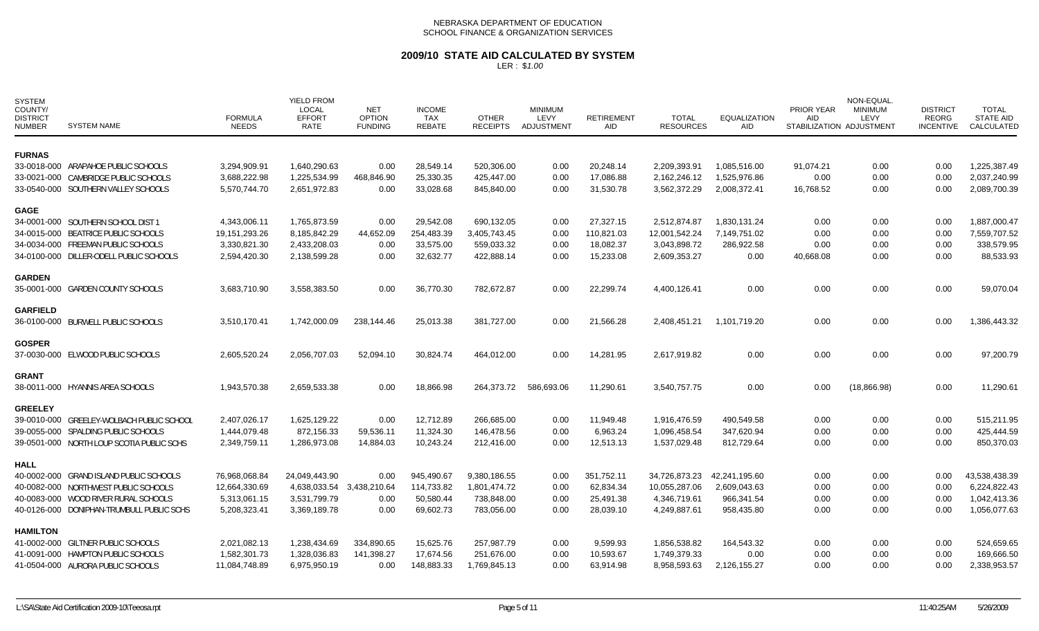NEBRASKA DEPARTMENT OF EDUCATION
SCHOOL FINANCE & ORGANIZATION SERVICES

# 2009/10 STATE AID CALCULATED BY SYSTEM

LER : $1.00

| SYSTEM COUNTY/ DISTRICT NUMBER | SYSTEM NAME | FORMULA NEEDS | YIELD FROM LOCAL EFFORT RATE | NET OPTION FUNDING | INCOME TAX REBATE | OTHER RECEIPTS | MINIMUM LEVY ADJUSTMENT | RETIREMENT AID | TOTAL RESOURCES | EQUALIZATION AID | PRIOR YEAR AID STABILIZATION | NON-EQUAL. MINIMUM LEVY ADJUSTMENT | DISTRICT REORG INCENTIVE | TOTAL STATE AID CALCULATED |
|---|---|---|---|---|---|---|---|---|---|---|---|---|---|---|
| **FURNAS** | | | | | | | | | | | | | | |
| 33-0018-000 | ARAPAHOE PUBLIC SCHOOLS | 3,294,909.91 | 1,640,290.63 | 0.00 | 28,549.14 | 520,306.00 | 0.00 | 20,248.14 | 2,209,393.91 | 1,085,516.00 | 91,074.21 | 0.00 | 0.00 | 1,225,387.49 |
| 33-0021-000 | CAMBRIDGE PUBLIC SCHOOLS | 3,688,222.98 | 1,225,534.99 | 468,846.90 | 25,330.35 | 425,447.00 | 0.00 | 17,086.88 | 2,162,246.12 | 1,525,976.86 | 0.00 | 0.00 | 0.00 | 2,037,240.99 |
| 33-0540-000 | SOUTHERN VALLEY SCHOOLS | 5,570,744.70 | 2,651,972.83 | 0.00 | 33,028.68 | 845,840.00 | 0.00 | 31,530.78 | 3,562,372.29 | 2,008,372.41 | 16,768.52 | 0.00 | 0.00 | 2,089,700.39 |
| **GAGE** | | | | | | | | | | | | | | |
| 34-0001-000 | SOUTHERN SCHOOL DIST 1 | 4,343,006.11 | 1,765,873.59 | 0.00 | 29,542.08 | 690,132.05 | 0.00 | 27,327.15 | 2,512,874.87 | 1,830,131.24 | 0.00 | 0.00 | 0.00 | 1,887,000.47 |
| 34-0015-000 | BEATRICE PUBLIC SCHOOLS | 19,151,293.26 | 8,185,842.29 | 44,652.09 | 254,483.39 | 3,405,743.45 | 0.00 | 110,821.03 | 12,001,542.24 | 7,149,751.02 | 0.00 | 0.00 | 0.00 | 7,559,707.52 |
| 34-0034-000 | FREEMAN PUBLIC SCHOOLS | 3,330,821.30 | 2,433,208.03 | 0.00 | 33,575.00 | 559,033.32 | 0.00 | 18,082.37 | 3,043,898.72 | 286,922.58 | 0.00 | 0.00 | 0.00 | 338,579.95 |
| 34-0100-000 | DILLER-ODELL PUBLIC SCHOOLS | 2,594,420.30 | 2,138,599.28 | 0.00 | 32,632.77 | 422,888.14 | 0.00 | 15,233.08 | 2,609,353.27 | 0.00 | 40,668.08 | 0.00 | 0.00 | 88,533.93 |
| **GARDEN** | | | | | | | | | | | | | | |
| 35-0001-000 | GARDEN COUNTY SCHOOLS | 3,683,710.90 | 3,558,383.50 | 0.00 | 36,770.30 | 782,672.87 | 0.00 | 22,299.74 | 4,400,126.41 | 0.00 | 0.00 | 0.00 | 0.00 | 59,070.04 |
| **GARFIELD** | | | | | | | | | | | | | | |
| 36-0100-000 | BURWELL PUBLIC SCHOOLS | 3,510,170.41 | 1,742,000.09 | 238,144.46 | 25,013.38 | 381,727.00 | 0.00 | 21,566.28 | 2,408,451.21 | 1,101,719.20 | 0.00 | 0.00 | 0.00 | 1,386,443.32 |
| **GOSPER** | | | | | | | | | | | | | | |
| 37-0030-000 | ELWOOD PUBLIC SCHOOLS | 2,605,520.24 | 2,056,707.03 | 52,094.10 | 30,824.74 | 464,012.00 | 0.00 | 14,281.95 | 2,617,919.82 | 0.00 | 0.00 | 0.00 | 0.00 | 97,200.79 |
| **GRANT** | | | | | | | | | | | | | | |
| 38-0011-000 | HYANNIS AREA SCHOOLS | 1,943,570.38 | 2,659,533.38 | 0.00 | 18,866.98 | 264,373.72 | 586,693.06 | 11,290.61 | 3,540,757.75 | 0.00 | 0.00 | (18,866.98) | 0.00 | 11,290.61 |
| **GREELEY** | | | | | | | | | | | | | | |
| 39-0010-000 | GREELEY-WOLBACH PUBLIC SCHOOL | 2,407,026.17 | 1,625,129.22 | 0.00 | 12,712.89 | 266,685.00 | 0.00 | 11,949.48 | 1,916,476.59 | 490,549.58 | 0.00 | 0.00 | 0.00 | 515,211.95 |
| 39-0055-000 | SPALDING PUBLIC SCHOOLS | 1,444,079.48 | 872,156.33 | 59,536.11 | 11,324.30 | 146,478.56 | 0.00 | 6,963.24 | 1,096,458.54 | 347,620.94 | 0.00 | 0.00 | 0.00 | 425,444.59 |
| 39-0501-000 | NORTH LOUP SCOTIA PUBLIC SCHS | 2,349,759.11 | 1,286,973.08 | 14,884.03 | 10,243.24 | 212,416.00 | 0.00 | 12,513.13 | 1,537,029.48 | 812,729.64 | 0.00 | 0.00 | 0.00 | 850,370.03 |
| **HALL** | | | | | | | | | | | | | | |
| 40-0002-000 | GRAND ISLAND PUBLIC SCHOOLS | 76,968,068.84 | 24,049,443.90 | 0.00 | 945,490.67 | 9,380,186.55 | 0.00 | 351,752.11 | 34,726,873.23 | 42,241,195.60 | 0.00 | 0.00 | 0.00 | 43,538,438.39 |
| 40-0082-000 | NORTHWEST PUBLIC SCHOOLS | 12,664,330.69 | 4,638,033.54 | 3,438,210.64 | 114,733.82 | 1,801,474.72 | 0.00 | 62,834.34 | 10,055,287.06 | 2,609,043.63 | 0.00 | 0.00 | 0.00 | 6,224,822.43 |
| 40-0083-000 | WOOD RIVER RURAL SCHOOLS | 5,313,061.15 | 3,531,799.79 | 0.00 | 50,580.44 | 738,848.00 | 0.00 | 25,491.38 | 4,346,719.61 | 966,341.54 | 0.00 | 0.00 | 0.00 | 1,042,413.36 |
| 40-0126-000 | DONIPHAN-TRUMBULL PUBLIC SCHS | 5,208,323.41 | 3,369,189.78 | 0.00 | 69,602.73 | 783,056.00 | 0.00 | 28,039.10 | 4,249,887.61 | 958,435.80 | 0.00 | 0.00 | 0.00 | 1,056,077.63 |
| **HAMILTON** | | | | | | | | | | | | | | |
| 41-0002-000 | GILTNER PUBLIC SCHOOLS | 2,021,082.13 | 1,238,434.69 | 334,890.65 | 15,625.76 | 257,987.79 | 0.00 | 9,599.93 | 1,856,538.82 | 164,543.32 | 0.00 | 0.00 | 0.00 | 524,659.65 |
| 41-0091-000 | HAMPTON PUBLIC SCHOOLS | 1,582,301.73 | 1,328,036.83 | 141,398.27 | 17,674.56 | 251,676.00 | 0.00 | 10,593.67 | 1,749,379.33 | 0.00 | 0.00 | 0.00 | 0.00 | 169,666.50 |
| 41-0504-000 | AURORA PUBLIC SCHOOLS | 11,084,748.89 | 6,975,950.19 | 0.00 | 148,883.33 | 1,769,845.13 | 0.00 | 63,914.98 | 8,958,593.63 | 2,126,155.27 | 0.00 | 0.00 | 0.00 | 2,338,953.57 |

L:\SA\State Aid Certification 2009-10\Teeosa.rpt 11:40:25AM 5/26/2009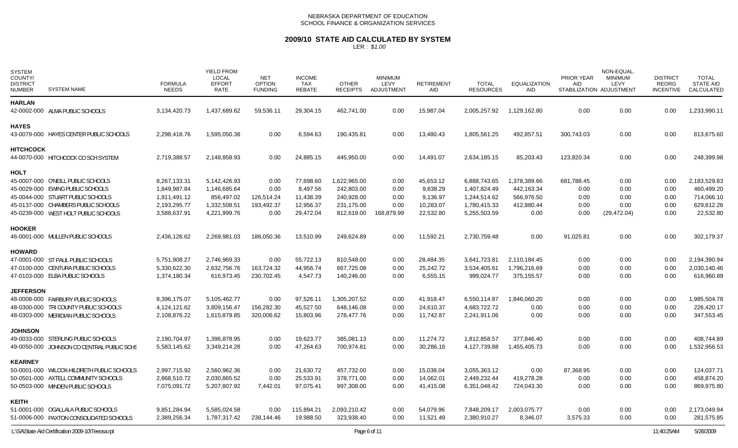NEBRASKA DEPARTMENT OF EDUCATION
SCHOOL FINANCE & ORGANIZATION SERVICES

# 2009/10 STATE AID CALCULATED BY SYSTEM

LER : $1.00

| SYSTEM COUNTY/ DISTRICT NUMBER | SYSTEM NAME | FORMULA NEEDS | YIELD FROM LOCAL EFFORT RATE | NET OPTION FUNDING | INCOME TAX REBATE | OTHER RECEIPTS | MINIMUM LEVY ADJUSTMENT | RETIREMENT AID | TOTAL RESOURCES | EQUALIZATION AID | PRIOR YEAR AID STABILIZATION | NON-EQUAL. MINIMUM LEVY ADJUSTMENT | DISTRICT REORG INCENTIVE | TOTAL STATE AID CALCULATED |
|---|---|---|---|---|---|---|---|---|---|---|---|---|---|---|
| **HARLAN** | | | | | | | | | | | | | | |
| 42-0002-000 | ALMA PUBLIC SCHOOLS | 3,134,420.73 | 1,437,689.62 | 59,536.11 | 29,304.15 | 462,741.00 | 0.00 | 15,987.04 | 2,005,257.92 | 1,129,162.80 | 0.00 | 0.00 | 0.00 | 1,233,990.11 |
| **HAYES** | | | | | | | | | | | | | | |
| 43-0079-000 | HAYES CENTER PUBLIC SCHOOLS | 2,298,418.76 | 1,595,050.38 | 0.00 | 6,594.63 | 190,435.81 | 0.00 | 13,480.43 | 1,805,561.25 | 492,857.51 | 300,743.03 | 0.00 | 0.00 | 813,675.60 |
| **HITCHCOCK** | | | | | | | | | | | | | | |
| 44-0070-000 | HITCHCOCK CO SCH SYSTEM | 2,719,388.57 | 2,148,858.93 | 0.00 | 24,885.15 | 445,950.00 | 0.00 | 14,491.07 | 2,634,185.15 | 85,203.43 | 123,820.34 | 0.00 | 0.00 | 248,399.98 |
| **HOLT** | | | | | | | | | | | | | | |
| 45-0007-000 | O'NEILL PUBLIC SCHOOLS | 8,267,133.31 | 5,142,426.93 | 0.00 | 77,698.60 | 1,622,965.00 | 0.00 | 45,653.12 | 6,888,743.65 | 1,378,389.66 | 681,788.45 | 0.00 | 0.00 | 2,183,529.83 |
| 45-0029-000 | EWING PUBLIC SCHOOLS | 1,849,987.84 | 1,146,685.64 | 0.00 | 8,497.56 | 242,803.00 | 0.00 | 9,838.29 | 1,407,824.49 | 442,163.34 | 0.00 | 0.00 | 0.00 | 460,499.20 |
| 45-0044-000 | STUART PUBLIC SCHOOLS | 1,811,491.12 | 856,497.02 | 126,514.24 | 11,438.39 | 240,928.00 | 0.00 | 9,136.97 | 1,244,514.62 | 566,976.50 | 0.00 | 0.00 | 0.00 | 714,066.10 |
| 45-0137-000 | CHAMBERS PUBLIC SCHOOLS | 2,193,295.77 | 1,332,508.51 | 193,492.37 | 12,956.37 | 231,175.00 | 0.00 | 10,283.07 | 1,780,415.33 | 412,880.44 | 0.00 | 0.00 | 0.00 | 629,612.26 |
| 45-0239-000 | WEST HOLT PUBLIC SCHOOLS | 3,588,637.91 | 4,221,999.76 | 0.00 | 29,472.04 | 812,619.00 | 168,879.99 | 22,532.80 | 5,255,503.59 | 0.00 | 0.00 | (29,472.04) | 0.00 | 22,532.80 |
| **HOOKER** | | | | | | | | | | | | | | |
| 46-0001-000 | MULLEN PUBLIC SCHOOLS | 2,436,126.62 | 2,269,981.03 | 186,050.36 | 13,510.99 | 249,624.89 | 0.00 | 11,592.21 | 2,730,759.48 | 0.00 | 91,025.81 | 0.00 | 0.00 | 302,179.37 |
| **HOWARD** | | | | | | | | | | | | | | |
| 47-0001-000 | ST PAUL PUBLIC SCHOOLS | 5,751,908.27 | 2,746,969.33 | 0.00 | 55,722.13 | 810,548.00 | 0.00 | 28,484.35 | 3,641,723.81 | 2,110,184.45 | 0.00 | 0.00 | 0.00 | 2,194,390.94 |
| 47-0100-000 | CENTURA PUBLIC SCHOOLS | 5,330,622.30 | 2,632,756.76 | 163,724.32 | 44,956.74 | 667,725.08 | 0.00 | 25,242.72 | 3,534,405.61 | 1,796,216.69 | 0.00 | 0.00 | 0.00 | 2,030,140.46 |
| 47-0103-000 | ELBA PUBLIC SCHOOLS | 1,374,180.34 | 616,973.45 | 230,702.45 | 4,547.73 | 140,246.00 | 0.00 | 6,555.15 | 999,024.77 | 375,155.57 | 0.00 | 0.00 | 0.00 | 616,960.89 |
| **JEFFERSON** | | | | | | | | | | | | | | |
| 48-0008-000 | FAIRBURY PUBLIC SCHOOLS | 8,396,175.07 | 5,105,462.77 | 0.00 | 97,526.11 | 1,305,207.52 | 0.00 | 41,918.47 | 6,550,114.87 | 1,846,060.20 | 0.00 | 0.00 | 0.00 | 1,985,504.78 |
| 48-0300-000 | TRI COUNTY PUBLIC SCHOOLS | 4,124,121.62 | 3,809,156.47 | 156,282.30 | 45,527.50 | 648,146.08 | 0.00 | 24,610.37 | 4,683,722.72 | 0.00 | 0.00 | 0.00 | 0.00 | 226,420.17 |
| 48-0303-000 | MERIDIAN PUBLIC SCHOOLS | 2,108,876.22 | 1,615,879.85 | 320,006.62 | 15,803.96 | 278,477.76 | 0.00 | 11,742.87 | 2,241,911.06 | 0.00 | 0.00 | 0.00 | 0.00 | 347,553.45 |
| **JOHNSON** | | | | | | | | | | | | | | |
| 49-0033-000 | STERLING PUBLIC SCHOOLS | 2,190,704.97 | 1,396,878.95 | 0.00 | 19,623.77 | 385,081.13 | 0.00 | 11,274.72 | 1,812,858.57 | 377,846.40 | 0.00 | 0.00 | 0.00 | 408,744.89 |
| 49-0050-000 | JOHNSON CO CENTRAL PUBLIC SCHS | 5,583,145.62 | 3,349,214.28 | 0.00 | 47,264.63 | 700,974.81 | 0.00 | 30,286.16 | 4,127,739.88 | 1,455,405.73 | 0.00 | 0.00 | 0.00 | 1,532,956.53 |
| **KEARNEY** | | | | | | | | | | | | | | |
| 50-0001-000 | WILCOX-HILDRETH PUBLIC SCHOOLS | 2,997,715.92 | 2,560,962.36 | 0.00 | 21,630.72 | 457,732.00 | 0.00 | 15,038.04 | 3,055,363.12 | 0.00 | 87,368.95 | 0.00 | 0.00 | 124,037.71 |
| 50-0501-000 | AXTELL COMMUNITY SCHOOLS | 2,868,510.72 | 2,030,865.52 | 0.00 | 25,533.91 | 378,771.00 | 0.00 | 14,062.01 | 2,449,232.44 | 419,278.28 | 0.00 | 0.00 | 0.00 | 458,874.20 |
| 50-0503-000 | MINDEN PUBLIC SCHOOLS | 7,075,091.72 | 5,207,807.92 | 7,442.01 | 97,075.41 | 997,308.00 | 0.00 | 41,415.08 | 6,351,048.42 | 724,043.30 | 0.00 | 0.00 | 0.00 | 869,975.80 |
| **KEITH** | | | | | | | | | | | | | | |
| 51-0001-000 | OGALLALA PUBLIC SCHOOLS | 9,851,284.94 | 5,585,024.58 | 0.00 | 115,894.21 | 2,093,210.42 | 0.00 | 54,079.96 | 7,848,209.17 | 2,003,075.77 | 0.00 | 0.00 | 0.00 | 2,173,049.94 |
| 51-0006-000 | PAXTON CONSOLIDATED SCHOOLS | 2,389,256.34 | 1,787,317.42 | 238,144.46 | 19,988.50 | 323,938.40 | 0.00 | 11,521.49 | 2,380,910.27 | 8,346.07 | 3,575.33 | 0.00 | 0.00 | 281,575.85 |

L:\SA\State Aid Certification 2009-10\Teeosa.rpt    11:40:25AM    5/26/2009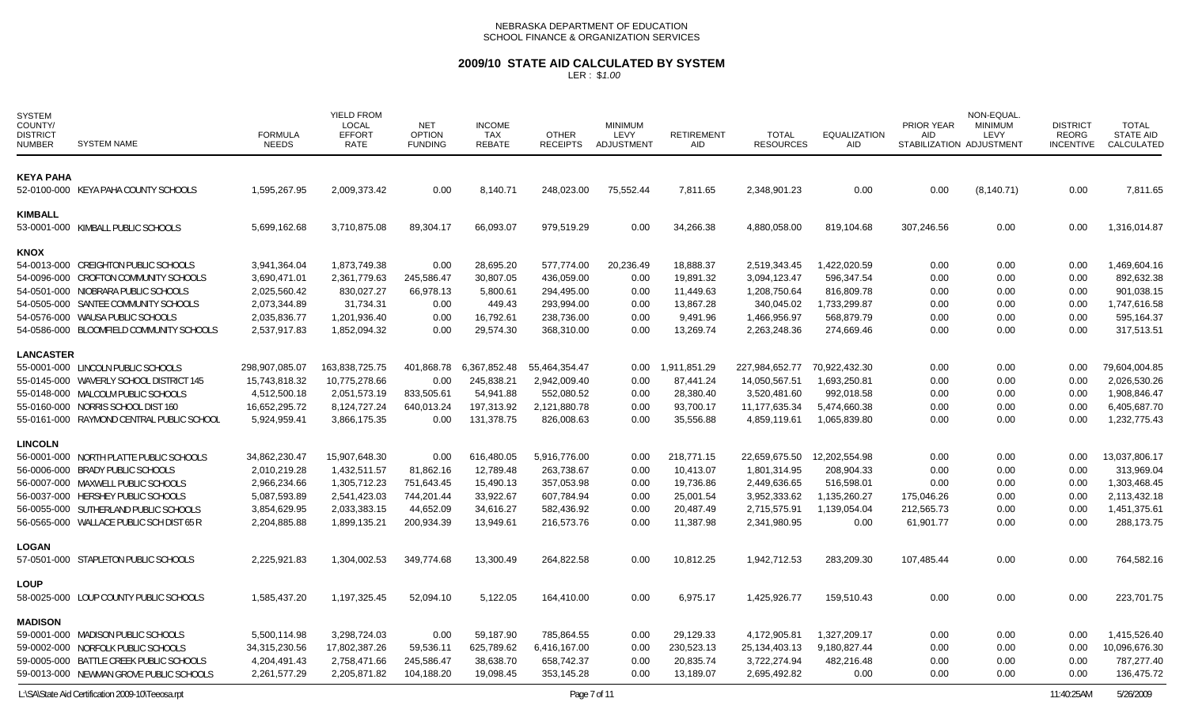NEBRASKA DEPARTMENT OF EDUCATION
SCHOOL FINANCE & ORGANIZATION SERVICES

# 2009/10 STATE AID CALCULATED BY SYSTEM

LER : $1.00

| SYSTEM COUNTY/ DISTRICT NUMBER | SYSTEM NAME | FORMULA NEEDS | YIELD FROM LOCAL EFFORT RATE | NET OPTION FUNDING | INCOME TAX REBATE | OTHER RECEIPTS | MINIMUM LEVY ADJUSTMENT | RETIREMENT AID | TOTAL RESOURCES | EQUALIZATION AID | PRIOR YEAR AID STABILIZATION | NON-EQUAL. MINIMUM LEVY ADJUSTMENT | DISTRICT REORG INCENTIVE | TOTAL STATE AID CALCULATED |
|---|---|---|---|---|---|---|---|---|---|---|---|---|---|---|
| **KEYA PAHA** | | | | | | | | | | | | | | |
| 52-0100-000 | KEYA PAHA COUNTY SCHOOLS | 1,595,267.95 | 2,009,373.42 | 0.00 | 8,140.71 | 248,023.00 | 75,552.44 | 7,811.65 | 2,348,901.23 | 0.00 | 0.00 | (8,140.71) | 0.00 | 7,811.65 |
| **KIMBALL** | | | | | | | | | | | | | | |
| 53-0001-000 | KIMBALL PUBLIC SCHOOLS | 5,699,162.68 | 3,710,875.08 | 89,304.17 | 66,093.07 | 979,519.29 | 0.00 | 34,266.38 | 4,880,058.00 | 819,104.68 | 307,246.56 | 0.00 | 0.00 | 1,316,014.87 |
| **KNOX** | | | | | | | | | | | | | | |
| 54-0013-000 | CREIGHTON PUBLIC SCHOOLS | 3,941,364.04 | 1,873,749.38 | 0.00 | 28,695.20 | 577,774.00 | 20,236.49 | 18,888.37 | 2,519,343.45 | 1,422,020.59 | 0.00 | 0.00 | 0.00 | 1,469,604.16 |
| 54-0096-000 | CROFTON COMMUNITY SCHOOLS | 3,690,471.01 | 2,361,779.63 | 245,586.47 | 30,807.05 | 436,059.00 | 0.00 | 19,891.32 | 3,094,123.47 | 596,347.54 | 0.00 | 0.00 | 0.00 | 892,632.38 |
| 54-0501-000 | NIOBRARA PUBLIC SCHOOLS | 2,025,560.42 | 830,027.27 | 66,978.13 | 5,800.61 | 294,495.00 | 0.00 | 11,449.63 | 1,208,750.64 | 816,809.78 | 0.00 | 0.00 | 0.00 | 901,038.15 |
| 54-0505-000 | SANTEE COMMUNITY SCHOOLS | 2,073,344.89 | 31,734.31 | 0.00 | 449.43 | 293,994.00 | 0.00 | 13,867.28 | 340,045.02 | 1,733,299.87 | 0.00 | 0.00 | 0.00 | 1,747,616.58 |
| 54-0576-000 | WAUSA PUBLIC SCHOOLS | 2,035,836.77 | 1,201,936.40 | 0.00 | 16,792.61 | 238,736.00 | 0.00 | 9,491.96 | 1,466,956.97 | 568,879.79 | 0.00 | 0.00 | 0.00 | 595,164.37 |
| 54-0586-000 | BLOOMFIELD COMMUNITY SCHOOLS | 2,537,917.83 | 1,852,094.32 | 0.00 | 29,574.30 | 368,310.00 | 0.00 | 13,269.74 | 2,263,248.36 | 274,669.46 | 0.00 | 0.00 | 0.00 | 317,513.51 |
| **LANCASTER** | | | | | | | | | | | | | | |
| 55-0001-000 | LINCOLN PUBLIC SCHOOLS | 298,907,085.07 | 163,838,725.75 | 401,868.78 | 6,367,852.48 | 55,464,354.47 | 0.00 | 1,911,851.29 | 227,984,652.77 | 70,922,432.30 | 0.00 | 0.00 | 0.00 | 79,604,004.85 |
| 55-0145-000 | WAVERLY SCHOOL DISTRICT 145 | 15,743,818.32 | 10,775,278.66 | 0.00 | 245,838.21 | 2,942,009.40 | 0.00 | 87,441.24 | 14,050,567.51 | 1,693,250.81 | 0.00 | 0.00 | 0.00 | 2,026,530.26 |
| 55-0148-000 | MALCOLM PUBLIC SCHOOLS | 4,512,500.18 | 2,051,573.19 | 833,505.61 | 54,941.88 | 552,080.52 | 0.00 | 28,380.40 | 3,520,481.60 | 992,018.58 | 0.00 | 0.00 | 0.00 | 1,908,846.47 |
| 55-0160-000 | NORRIS SCHOOL DIST 160 | 16,652,295.72 | 8,124,727.24 | 640,013.24 | 197,313.92 | 2,121,880.78 | 0.00 | 93,700.17 | 11,177,635.34 | 5,474,660.38 | 0.00 | 0.00 | 0.00 | 6,405,687.70 |
| 55-0161-000 | RAYMOND CENTRAL PUBLIC SCHOOL | 5,924,959.41 | 3,866,175.35 | 0.00 | 131,378.75 | 826,008.63 | 0.00 | 35,556.88 | 4,859,119.61 | 1,065,839.80 | 0.00 | 0.00 | 0.00 | 1,232,775.43 |
| **LINCOLN** | | | | | | | | | | | | | | |
| 56-0001-000 | NORTH PLATTE PUBLIC SCHOOLS | 34,862,230.47 | 15,907,648.30 | 0.00 | 616,480.05 | 5,916,776.00 | 0.00 | 218,771.15 | 22,659,675.50 | 12,202,554.98 | 0.00 | 0.00 | 0.00 | 13,037,806.17 |
| 56-0006-000 | BRADY PUBLIC SCHOOLS | 2,010,219.28 | 1,432,511.57 | 81,862.16 | 12,789.48 | 263,738.67 | 0.00 | 10,413.07 | 1,801,314.95 | 208,904.33 | 0.00 | 0.00 | 0.00 | 313,969.04 |
| 56-0007-000 | MAXWELL PUBLIC SCHOOLS | 2,966,234.66 | 1,305,712.23 | 751,643.45 | 15,490.13 | 357,053.98 | 0.00 | 19,736.86 | 2,449,636.65 | 516,598.01 | 0.00 | 0.00 | 0.00 | 1,303,468.45 |
| 56-0037-000 | HERSHEY PUBLIC SCHOOLS | 5,087,593.89 | 2,541,423.03 | 744,201.44 | 33,922.67 | 607,784.94 | 0.00 | 25,001.54 | 3,952,333.62 | 1,135,260.27 | 175,046.26 | 0.00 | 0.00 | 2,113,432.18 |
| 56-0055-000 | SUTHERLAND PUBLIC SCHOOLS | 3,854,629.95 | 2,033,383.15 | 44,652.09 | 34,616.27 | 582,436.92 | 0.00 | 20,487.49 | 2,715,575.91 | 1,139,054.04 | 212,565.73 | 0.00 | 0.00 | 1,451,375.61 |
| 56-0565-000 | WALLACE PUBLIC SCH DIST 65 R | 2,204,885.88 | 1,899,135.21 | 200,934.39 | 13,949.61 | 216,573.76 | 0.00 | 11,387.98 | 2,341,980.95 | 0.00 | 61,901.77 | 0.00 | 0.00 | 288,173.75 |
| **LOGAN** | | | | | | | | | | | | | | |
| 57-0501-000 | STAPLETON PUBLIC SCHOOLS | 2,225,921.83 | 1,304,002.53 | 349,774.68 | 13,300.49 | 264,822.58 | 0.00 | 10,812.25 | 1,942,712.53 | 283,209.30 | 107,485.44 | 0.00 | 0.00 | 764,582.16 |
| **LOUP** | | | | | | | | | | | | | | |
| 58-0025-000 | LOUP COUNTY PUBLIC SCHOOLS | 1,585,437.20 | 1,197,325.45 | 52,094.10 | 5,122.05 | 164,410.00 | 0.00 | 6,975.17 | 1,425,926.77 | 159,510.43 | 0.00 | 0.00 | 0.00 | 223,701.75 |
| **MADISON** | | | | | | | | | | | | | | |
| 59-0001-000 | MADISON PUBLIC SCHOOLS | 5,500,114.98 | 3,298,724.03 | 0.00 | 59,187.90 | 785,864.55 | 0.00 | 29,129.33 | 4,172,905.81 | 1,327,209.17 | 0.00 | 0.00 | 0.00 | 1,415,526.40 |
| 59-0002-000 | NORFOLK PUBLIC SCHOOLS | 34,315,230.56 | 17,802,387.26 | 59,536.11 | 625,789.62 | 6,416,167.00 | 0.00 | 230,523.13 | 25,134,403.13 | 9,180,827.44 | 0.00 | 0.00 | 0.00 | 10,096,676.30 |
| 59-0005-000 | BATTLE CREEK PUBLIC SCHOOLS | 4,204,491.43 | 2,758,471.66 | 245,586.47 | 38,638.70 | 658,742.37 | 0.00 | 20,835.74 | 3,722,274.94 | 482,216.48 | 0.00 | 0.00 | 0.00 | 787,277.40 |
| 59-0013-000 | NEWMAN GROVE PUBLIC SCHOOLS | 2,261,577.29 | 2,205,871.82 | 104,188.20 | 19,098.45 | 353,145.28 | 0.00 | 13,189.07 | 2,695,492.82 | 0.00 | 0.00 | 0.00 | 0.00 | 136,475.72 |

L:\SA\State Aid Certification 2009-10\Teeosa.rpt 11:40:25AM 5/26/2009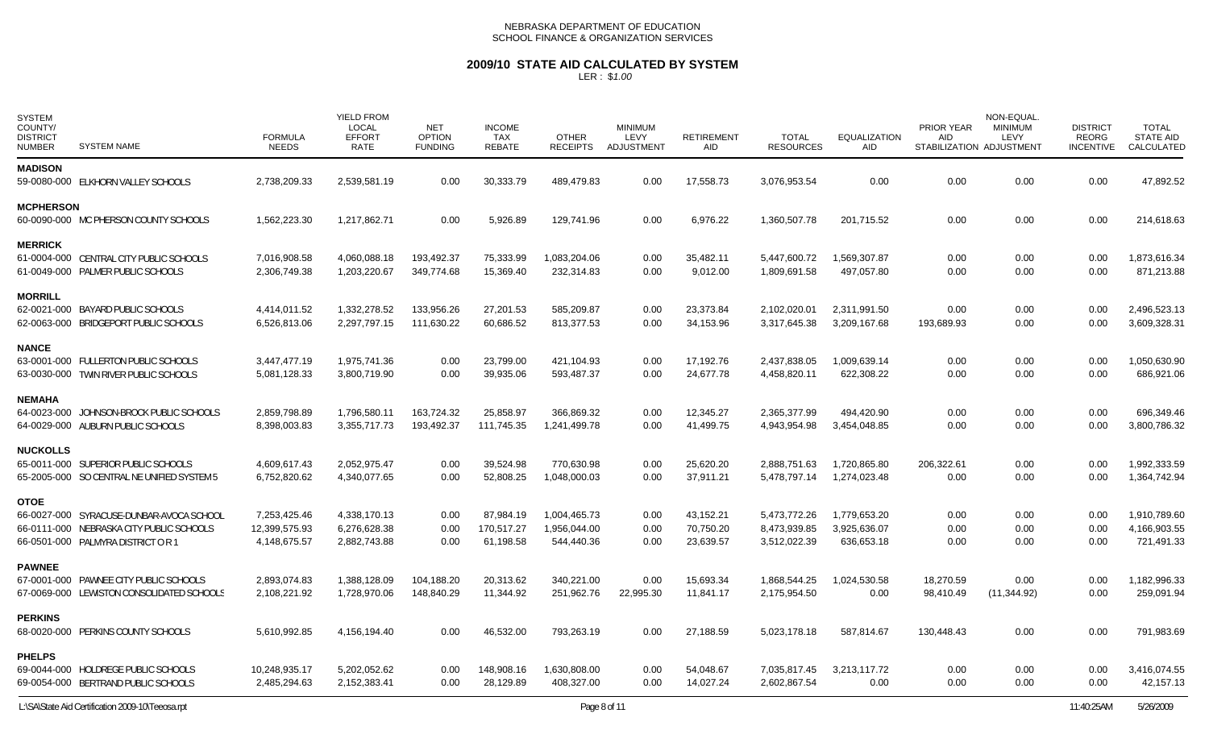NEBRASKA DEPARTMENT OF EDUCATION
SCHOOL FINANCE & ORGANIZATION SERVICES

# 2009/10 STATE AID CALCULATED BY SYSTEM

LER : $1.00

| SYSTEM COUNTY/ DISTRICT NUMBER | SYSTEM NAME | FORMULA NEEDS | YIELD FROM LOCAL EFFORT RATE | NET OPTION FUNDING | INCOME TAX REBATE | OTHER RECEIPTS | MINIMUM LEVY ADJUSTMENT | RETIREMENT AID | TOTAL RESOURCES | EQUALIZATION AID | PRIOR YEAR AID STABILIZATION | NON-EQUAL. MINIMUM LEVY ADJUSTMENT | DISTRICT REORG INCENTIVE | TOTAL STATE AID CALCULATED |
|---|---|---|---|---|---|---|---|---|---|---|---|---|---|---|
| **MADISON** | | | | | | | | | | | | | | |
| 59-0080-000 | ELKHORN VALLEY SCHOOLS | 2,738,209.33 | 2,539,581.19 | 0.00 | 30,333.79 | 489,479.83 | 0.00 | 17,558.73 | 3,076,953.54 | 0.00 | 0.00 | 0.00 | 0.00 | 47,892.52 |
| **MCPHERSON** | | | | | | | | | | | | | | |
| 60-0090-000 | MC PHERSON COUNTY SCHOOLS | 1,562,223.30 | 1,217,862.71 | 0.00 | 5,926.89 | 129,741.96 | 0.00 | 6,976.22 | 1,360,507.78 | 201,715.52 | 0.00 | 0.00 | 0.00 | 214,618.63 |
| **MERRICK** | | | | | | | | | | | | | | |
| 61-0004-000 | CENTRAL CITY PUBLIC SCHOOLS | 7,016,908.58 | 4,060,088.18 | 193,492.37 | 75,333.99 | 1,083,204.06 | 0.00 | 35,482.11 | 5,447,600.72 | 1,569,307.87 | 0.00 | 0.00 | 0.00 | 1,873,616.34 |
| 61-0049-000 | PALMER PUBLIC SCHOOLS | 2,306,749.38 | 1,203,220.67 | 349,774.68 | 15,369.40 | 232,314.83 | 0.00 | 9,012.00 | 1,809,691.58 | 497,057.80 | 0.00 | 0.00 | 0.00 | 871,213.88 |
| **MORRILL** | | | | | | | | | | | | | | |
| 62-0021-000 | BAYARD PUBLIC SCHOOLS | 4,414,011.52 | 1,332,278.52 | 133,956.26 | 27,201.53 | 585,209.87 | 0.00 | 23,373.84 | 2,102,020.01 | 2,311,991.50 | 0.00 | 0.00 | 0.00 | 2,496,523.13 |
| 62-0063-000 | BRIDGEPORT PUBLIC SCHOOLS | 6,526,813.06 | 2,297,797.15 | 111,630.22 | 60,686.52 | 813,377.53 | 0.00 | 34,153.96 | 3,317,645.38 | 3,209,167.68 | 193,689.93 | 0.00 | 0.00 | 3,609,328.31 |
| **NANCE** | | | | | | | | | | | | | | |
| 63-0001-000 | FULLERTON PUBLIC SCHOOLS | 3,447,477.19 | 1,975,741.36 | 0.00 | 23,799.00 | 421,104.93 | 0.00 | 17,192.76 | 2,437,838.05 | 1,009,639.14 | 0.00 | 0.00 | 0.00 | 1,050,630.90 |
| 63-0030-000 | TWIN RIVER PUBLIC SCHOOLS | 5,081,128.33 | 3,800,719.90 | 0.00 | 39,935.06 | 593,487.37 | 0.00 | 24,677.78 | 4,458,820.11 | 622,308.22 | 0.00 | 0.00 | 0.00 | 686,921.06 |
| **NEMAHA** | | | | | | | | | | | | | | |
| 64-0023-000 | JOHNSON-BROCK PUBLIC SCHOOLS | 2,859,798.89 | 1,796,580.11 | 163,724.32 | 25,858.97 | 366,869.32 | 0.00 | 12,345.27 | 2,365,377.99 | 494,420.90 | 0.00 | 0.00 | 0.00 | 696,349.46 |
| 64-0029-000 | AUBURN PUBLIC SCHOOLS | 8,398,003.83 | 3,355,717.73 | 193,492.37 | 111,745.35 | 1,241,499.78 | 0.00 | 41,499.75 | 4,943,954.98 | 3,454,048.85 | 0.00 | 0.00 | 0.00 | 3,800,786.32 |
| **NUCKOLLS** | | | | | | | | | | | | | | |
| 65-0011-000 | SUPERIOR PUBLIC SCHOOLS | 4,609,617.43 | 2,052,975.47 | 0.00 | 39,524.98 | 770,630.98 | 0.00 | 25,620.20 | 2,888,751.63 | 1,720,865.80 | 206,322.61 | 0.00 | 0.00 | 1,992,333.59 |
| 65-2005-000 | SO CENTRAL NE UNIFIED SYSTEM 5 | 6,752,820.62 | 4,340,077.65 | 0.00 | 52,808.25 | 1,048,000.03 | 0.00 | 37,911.21 | 5,478,797.14 | 1,274,023.48 | 0.00 | 0.00 | 0.00 | 1,364,742.94 |
| **OTOE** | | | | | | | | | | | | | | |
| 66-0027-000 | SYRACUSE-DUNBAR-AVOCA SCHOOL | 7,253,425.46 | 4,338,170.13 | 0.00 | 87,984.19 | 1,004,465.73 | 0.00 | 43,152.21 | 5,473,772.26 | 1,779,653.20 | 0.00 | 0.00 | 0.00 | 1,910,789.60 |
| 66-0111-000 | NEBRASKA CITY PUBLIC SCHOOLS | 12,399,575.93 | 6,276,628.38 | 0.00 | 170,517.27 | 1,956,044.00 | 0.00 | 70,750.20 | 8,473,939.85 | 3,925,636.07 | 0.00 | 0.00 | 0.00 | 4,166,903.55 |
| 66-0501-000 | PALMYRA DISTRICT O R 1 | 4,148,675.57 | 2,882,743.88 | 0.00 | 61,198.58 | 544,440.36 | 0.00 | 23,639.57 | 3,512,022.39 | 636,653.18 | 0.00 | 0.00 | 0.00 | 721,491.33 |
| **PAWNEE** | | | | | | | | | | | | | | |
| 67-0001-000 | PAWNEE CITY PUBLIC SCHOOLS | 2,893,074.83 | 1,388,128.09 | 104,188.20 | 20,313.62 | 340,221.00 | 0.00 | 15,693.34 | 1,868,544.25 | 1,024,530.58 | 18,270.59 | 0.00 | 0.00 | 1,182,996.33 |
| 67-0069-000 | LEWISTON CONSOLIDATED SCHOOLS | 2,108,221.92 | 1,728,970.06 | 148,840.29 | 11,344.92 | 251,962.76 | 22,995.30 | 11,841.17 | 2,175,954.50 | 0.00 | 98,410.49 | (11,344.92) | 0.00 | 259,091.94 |
| **PERKINS** | | | | | | | | | | | | | | |
| 68-0020-000 | PERKINS COUNTY SCHOOLS | 5,610,992.85 | 4,156,194.40 | 0.00 | 46,532.00 | 793,263.19 | 0.00 | 27,188.59 | 5,023,178.18 | 587,814.67 | 130,448.43 | 0.00 | 0.00 | 791,983.69 |
| **PHELPS** | | | | | | | | | | | | | | |
| 69-0044-000 | HOLDREGE PUBLIC SCHOOLS | 10,248,935.17 | 5,202,052.62 | 0.00 | 148,908.16 | 1,630,808.00 | 0.00 | 54,048.67 | 7,035,817.45 | 3,213,117.72 | 0.00 | 0.00 | 0.00 | 3,416,074.55 |
| 69-0054-000 | BERTRAND PUBLIC SCHOOLS | 2,485,294.63 | 2,152,383.41 | 0.00 | 28,129.89 | 408,327.00 | 0.00 | 14,027.24 | 2,602,867.54 | 0.00 | 0.00 | 0.00 | 0.00 | 42,157.13 |

L:\SA\State Aid Certification 2009-10\Teeosa.rpt 11:40:25AM 5/26/2009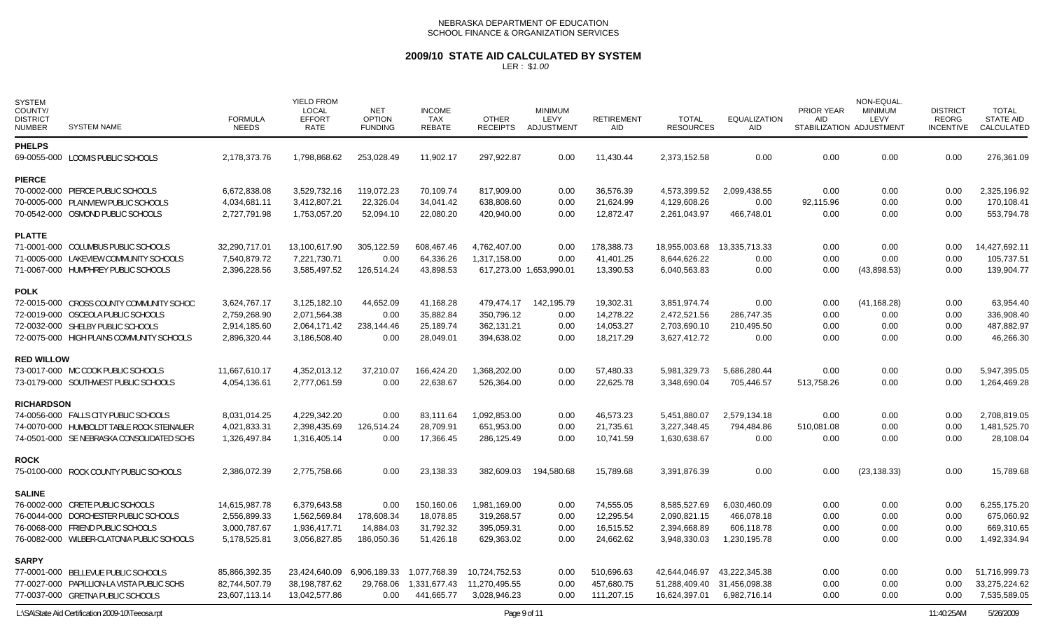NEBRASKA DEPARTMENT OF EDUCATION
SCHOOL FINANCE & ORGANIZATION SERVICES

# 2009/10 STATE AID CALCULATED BY SYSTEM

LER : $1.00

| SYSTEM COUNTY/ DISTRICT NUMBER | SYSTEM NAME | FORMULA NEEDS | YIELD FROM LOCAL EFFORT RATE | NET OPTION FUNDING | INCOME TAX REBATE | OTHER RECEIPTS | MINIMUM LEVY ADJUSTMENT | RETIREMENT AID | TOTAL RESOURCES | EQUALIZATION AID | PRIOR YEAR AID STABILIZATION | NON-EQUAL. MINIMUM LEVY ADJUSTMENT | DISTRICT REORG INCENTIVE | TOTAL STATE AID CALCULATED |
|---|---|---|---|---|---|---|---|---|---|---|---|---|---|---|
| **PHELPS** | | | | | | | | | | | | | | |
| 69-0055-000 | LOOMIS PUBLIC SCHOOLS | 2,178,373.76 | 1,798,868.62 | 253,028.49 | 11,902.17 | 297,922.87 | 0.00 | 11,430.44 | 2,373,152.58 | 0.00 | 0.00 | 0.00 | 0.00 | 276,361.09 |
| **PIERCE** | | | | | | | | | | | | | | |
| 70-0002-000 | PIERCE PUBLIC SCHOOLS | 6,672,838.08 | 3,529,732.16 | 119,072.23 | 70,109.74 | 817,909.00 | 0.00 | 36,576.39 | 4,573,399.52 | 2,099,438.55 | 0.00 | 0.00 | 0.00 | 2,325,196.92 |
| 70-0005-000 | PLAINVIEW PUBLIC SCHOOLS | 4,034,681.11 | 3,412,807.21 | 22,326.04 | 34,041.42 | 638,808.60 | 0.00 | 21,624.99 | 4,129,608.26 | 0.00 | 92,115.96 | 0.00 | 0.00 | 170,108.41 |
| 70-0542-000 | OSMOND PUBLIC SCHOOLS | 2,727,791.98 | 1,753,057.20 | 52,094.10 | 22,080.20 | 420,940.00 | 0.00 | 12,872.47 | 2,261,043.97 | 466,748.01 | 0.00 | 0.00 | 0.00 | 553,794.78 |
| **PLATTE** | | | | | | | | | | | | | | |
| 71-0001-000 | COLUMBUS PUBLIC SCHOOLS | 32,290,717.01 | 13,100,617.90 | 305,122.59 | 608,467.46 | 4,762,407.00 | 0.00 | 178,388.73 | 18,955,003.68 | 13,335,713.33 | 0.00 | 0.00 | 0.00 | 14,427,692.11 |
| 71-0005-000 | LAKEVIEW COMMUNITY SCHOOLS | 7,540,879.72 | 7,221,730.71 | 0.00 | 64,336.26 | 1,317,158.00 | 0.00 | 41,401.25 | 8,644,626.22 | 0.00 | 0.00 | 0.00 | 0.00 | 105,737.51 |
| 71-0067-000 | HUMPHREY PUBLIC SCHOOLS | 2,396,228.56 | 3,585,497.52 | 126,514.24 | 43,898.53 | 617,273.00 | 1,653,990.01 | 13,390.53 | 6,040,563.83 | 0.00 | 0.00 | (43,898.53) | 0.00 | 139,904.77 |
| **POLK** | | | | | | | | | | | | | | |
| 72-0015-000 | CROSS COUNTY COMMUNITY SCHOC | 3,624,767.17 | 3,125,182.10 | 44,652.09 | 41,168.28 | 479,474.17 | 142,195.79 | 19,302.31 | 3,851,974.74 | 0.00 | 0.00 | (41,168.28) | 0.00 | 63,954.40 |
| 72-0019-000 | OSCEOLA PUBLIC SCHOOLS | 2,759,268.90 | 2,071,564.38 | 0.00 | 35,882.84 | 350,796.12 | 0.00 | 14,278.22 | 2,472,521.56 | 286,747.35 | 0.00 | 0.00 | 0.00 | 336,908.40 |
| 72-0032-000 | SHELBY PUBLIC SCHOOLS | 2,914,185.60 | 2,064,171.42 | 238,144.46 | 25,189.74 | 362,131.21 | 0.00 | 14,053.27 | 2,703,690.10 | 210,495.50 | 0.00 | 0.00 | 0.00 | 487,882.97 |
| 72-0075-000 | HIGH PLAINS COMMUNITY SCHOOLS | 2,896,320.44 | 3,186,508.40 | 0.00 | 28,049.01 | 394,638.02 | 0.00 | 18,217.29 | 3,627,412.72 | 0.00 | 0.00 | 0.00 | 0.00 | 46,266.30 |
| **RED WILLOW** | | | | | | | | | | | | | | |
| 73-0017-000 | MC COOK PUBLIC SCHOOLS | 11,667,610.17 | 4,352,013.12 | 37,210.07 | 166,424.20 | 1,368,202.00 | 0.00 | 57,480.33 | 5,981,329.73 | 5,686,280.44 | 0.00 | 0.00 | 0.00 | 5,947,395.05 |
| 73-0179-000 | SOUTHWEST PUBLIC SCHOOLS | 4,054,136.61 | 2,777,061.59 | 0.00 | 22,638.67 | 526,364.00 | 0.00 | 22,625.78 | 3,348,690.04 | 705,446.57 | 513,758.26 | 0.00 | 0.00 | 1,264,469.28 |
| **RICHARDSON** | | | | | | | | | | | | | | |
| 74-0056-000 | FALLS CITY PUBLIC SCHOOLS | 8,031,014.25 | 4,229,342.20 | 0.00 | 83,111.64 | 1,092,853.00 | 0.00 | 46,573.23 | 5,451,880.07 | 2,579,134.18 | 0.00 | 0.00 | 0.00 | 2,708,819.05 |
| 74-0070-000 | HUMBOLDT TABLE ROCK STEINAUER | 4,021,833.31 | 2,398,435.69 | 126,514.24 | 28,709.91 | 651,953.00 | 0.00 | 21,735.61 | 3,227,348.45 | 794,484.86 | 510,081.08 | 0.00 | 0.00 | 1,481,525.70 |
| 74-0501-000 | SE NEBRASKA CONSOLIDATED SCHS | 1,326,497.84 | 1,316,405.14 | 0.00 | 17,366.45 | 286,125.49 | 0.00 | 10,741.59 | 1,630,638.67 | 0.00 | 0.00 | 0.00 | 0.00 | 28,108.04 |
| **ROCK** | | | | | | | | | | | | | | |
| 75-0100-000 | ROCK COUNTY PUBLIC SCHOOLS | 2,386,072.39 | 2,775,758.66 | 0.00 | 23,138.33 | 382,609.03 | 194,580.68 | 15,789.68 | 3,391,876.39 | 0.00 | 0.00 | (23,138.33) | 0.00 | 15,789.68 |
| **SALINE** | | | | | | | | | | | | | | |
| 76-0002-000 | CRETE PUBLIC SCHOOLS | 14,615,987.78 | 6,379,643.58 | 0.00 | 150,160.06 | 1,981,169.00 | 0.00 | 74,555.05 | 8,585,527.69 | 6,030,460.09 | 0.00 | 0.00 | 0.00 | 6,255,175.20 |
| 76-0044-000 | DORCHESTER PUBLIC SCHOOLS | 2,556,899.33 | 1,562,569.84 | 178,608.34 | 18,078.85 | 319,268.57 | 0.00 | 12,295.54 | 2,090,821.15 | 466,078.18 | 0.00 | 0.00 | 0.00 | 675,060.92 |
| 76-0068-000 | FRIEND PUBLIC SCHOOLS | 3,000,787.67 | 1,936,417.71 | 14,884.03 | 31,792.32 | 395,059.31 | 0.00 | 16,515.52 | 2,394,668.89 | 606,118.78 | 0.00 | 0.00 | 0.00 | 669,310.65 |
| 76-0082-000 | WILBER-CLATONIA PUBLIC SCHOOLS | 5,178,525.81 | 3,056,827.85 | 186,050.36 | 51,426.18 | 629,363.02 | 0.00 | 24,662.62 | 3,948,330.03 | 1,230,195.78 | 0.00 | 0.00 | 0.00 | 1,492,334.94 |
| **SARPY** | | | | | | | | | | | | | | |
| 77-0001-000 | BELLEVUE PUBLIC SCHOOLS | 85,866,392.35 | 23,424,640.09 | 6,906,189.33 | 1,077,768.39 | 10,724,752.53 | 0.00 | 510,696.63 | 42,644,046.97 | 43,222,345.38 | 0.00 | 0.00 | 0.00 | 51,716,999.73 |
| 77-0027-000 | PAPILLION-LA VISTA PUBLIC SCHS | 82,744,507.79 | 38,198,787.62 | 29,768.06 | 1,331,677.43 | 11,270,495.55 | 0.00 | 457,680.75 | 51,288,409.40 | 31,456,098.38 | 0.00 | 0.00 | 0.00 | 33,275,224.62 |
| 77-0037-000 | GRETNA PUBLIC SCHOOLS | 23,607,113.14 | 13,042,577.86 | 0.00 | 441,665.77 | 3,028,946.23 | 0.00 | 111,207.15 | 16,624,397.01 | 6,982,716.14 | 0.00 | 0.00 | 0.00 | 7,535,589.05 |

L:\SA\State Aid Certification 2009-10\Teeosa.rpt 11:40:25AM 5/26/2009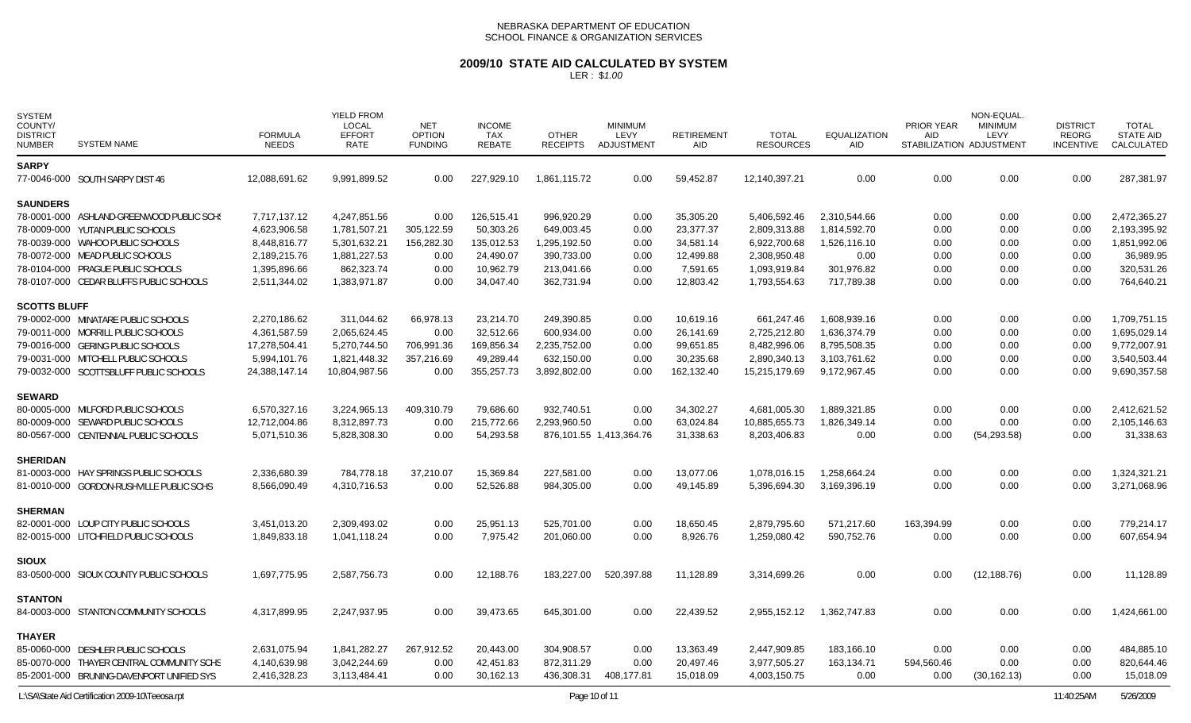NEBRASKA DEPARTMENT OF EDUCATION
SCHOOL FINANCE & ORGANIZATION SERVICES

# 2009/10 STATE AID CALCULATED BY SYSTEM

LER : $1.00

| SYSTEM COUNTY/ DISTRICT NUMBER | SYSTEM NAME | FORMULA NEEDS | YIELD FROM LOCAL EFFORT RATE | NET OPTION FUNDING | INCOME TAX REBATE | OTHER RECEIPTS | MINIMUM LEVY ADJUSTMENT | RETIREMENT AID | TOTAL RESOURCES | EQUALIZATION AID | PRIOR YEAR AID STABILIZATION | NON-EQUAL. MINIMUM LEVY ADJUSTMENT | DISTRICT REORG INCENTIVE | TOTAL STATE AID CALCULATED |
|---|---|---|---|---|---|---|---|---|---|---|---|---|---|---|
| **SARPY** | | | | | | | | | | | | | | |
| 77-0046-000 | SOUTH SARPY DIST 46 | 12,088,691.62 | 9,991,899.52 | 0.00 | 227,929.10 | 1,861,115.72 | 0.00 | 59,452.87 | 12,140,397.21 | 0.00 | 0.00 | 0.00 | 0.00 | 287,381.97 |
| **SAUNDERS** | | | | | | | | | | | | | | |
| 78-0001-000 | ASHLAND-GREENWOOD PUBLIC SCHS | 7,717,137.12 | 4,247,851.56 | 0.00 | 126,515.41 | 996,920.29 | 0.00 | 35,305.20 | 5,406,592.46 | 2,310,544.66 | 0.00 | 0.00 | 0.00 | 2,472,365.27 |
| 78-0009-000 | YUTAN PUBLIC SCHOOLS | 4,623,906.58 | 1,781,507.21 | 305,122.59 | 50,303.26 | 649,003.45 | 0.00 | 23,377.37 | 2,809,313.88 | 1,814,592.70 | 0.00 | 0.00 | 0.00 | 2,193,395.92 |
| 78-0039-000 | WAHOO PUBLIC SCHOOLS | 8,448,816.77 | 5,301,632.21 | 156,282.30 | 135,012.53 | 1,295,192.50 | 0.00 | 34,581.14 | 6,922,700.68 | 1,526,116.10 | 0.00 | 0.00 | 0.00 | 1,851,992.06 |
| 78-0072-000 | MEAD PUBLIC SCHOOLS | 2,189,215.76 | 1,881,227.53 | 0.00 | 24,490.07 | 390,733.00 | 0.00 | 12,499.88 | 2,308,950.48 | 0.00 | 0.00 | 0.00 | 0.00 | 36,989.95 |
| 78-0104-000 | PRAGUE PUBLIC SCHOOLS | 1,395,896.66 | 862,323.74 | 0.00 | 10,962.79 | 213,041.66 | 0.00 | 7,591.65 | 1,093,919.84 | 301,976.82 | 0.00 | 0.00 | 0.00 | 320,531.26 |
| 78-0107-000 | CEDAR BLUFFS PUBLIC SCHOOLS | 2,511,344.02 | 1,383,971.87 | 0.00 | 34,047.40 | 362,731.94 | 0.00 | 12,803.42 | 1,793,554.63 | 717,789.38 | 0.00 | 0.00 | 0.00 | 764,640.21 |
| **SCOTTS BLUFF** | | | | | | | | | | | | | | |
| 79-0002-000 | MINATARE PUBLIC SCHOOLS | 2,270,186.62 | 311,044.62 | 66,978.13 | 23,214.70 | 249,390.85 | 0.00 | 10,619.16 | 661,247.46 | 1,608,939.16 | 0.00 | 0.00 | 0.00 | 1,709,751.15 |
| 79-0011-000 | MORRILL PUBLIC SCHOOLS | 4,361,587.59 | 2,065,624.45 | 0.00 | 32,512.66 | 600,934.00 | 0.00 | 26,141.69 | 2,725,212.80 | 1,636,374.79 | 0.00 | 0.00 | 0.00 | 1,695,029.14 |
| 79-0016-000 | GERING PUBLIC SCHOOLS | 17,278,504.41 | 5,270,744.50 | 706,991.36 | 169,856.34 | 2,235,752.00 | 0.00 | 99,651.85 | 8,482,996.06 | 8,795,508.35 | 0.00 | 0.00 | 0.00 | 9,772,007.91 |
| 79-0031-000 | MITCHELL PUBLIC SCHOOLS | 5,994,101.76 | 1,821,448.32 | 357,216.69 | 49,289.44 | 632,150.00 | 0.00 | 30,235.68 | 2,890,340.13 | 3,103,761.62 | 0.00 | 0.00 | 0.00 | 3,540,503.44 |
| 79-0032-000 | SCOTTSBLUFF PUBLIC SCHOOLS | 24,388,147.14 | 10,804,987.56 | 0.00 | 355,257.73 | 3,892,802.00 | 0.00 | 162,132.40 | 15,215,179.69 | 9,172,967.45 | 0.00 | 0.00 | 0.00 | 9,690,357.58 |
| **SEWARD** | | | | | | | | | | | | | | |
| 80-0005-000 | MILFORD PUBLIC SCHOOLS | 6,570,327.16 | 3,224,965.13 | 409,310.79 | 79,686.60 | 932,740.51 | 0.00 | 34,302.27 | 4,681,005.30 | 1,889,321.85 | 0.00 | 0.00 | 0.00 | 2,412,621.52 |
| 80-0009-000 | SEWARD PUBLIC SCHOOLS | 12,712,004.86 | 8,312,897.73 | 0.00 | 215,772.66 | 2,293,960.50 | 0.00 | 63,024.84 | 10,885,655.73 | 1,826,349.14 | 0.00 | 0.00 | 0.00 | 2,105,146.63 |
| 80-0567-000 | CENTENNIAL PUBLIC SCHOOLS | 5,071,510.36 | 5,828,308.30 | 0.00 | 54,293.58 | 876,101.55 | 1,413,364.76 | 31,338.63 | 8,203,406.83 | 0.00 | 0.00 | (54,293.58) | 0.00 | 31,338.63 |
| **SHERIDAN** | | | | | | | | | | | | | | |
| 81-0003-000 | HAY SPRINGS PUBLIC SCHOOLS | 2,336,680.39 | 784,778.18 | 37,210.07 | 15,369.84 | 227,581.00 | 0.00 | 13,077.06 | 1,078,016.15 | 1,258,664.24 | 0.00 | 0.00 | 0.00 | 1,324,321.21 |
| 81-0010-000 | GORDON-RUSHVILLE PUBLIC SCHS | 8,566,090.49 | 4,310,716.53 | 0.00 | 52,526.88 | 984,305.00 | 0.00 | 49,145.89 | 5,396,694.30 | 3,169,396.19 | 0.00 | 0.00 | 0.00 | 3,271,068.96 |
| **SHERMAN** | | | | | | | | | | | | | | |
| 82-0001-000 | LOUP CITY PUBLIC SCHOOLS | 3,451,013.20 | 2,309,493.02 | 0.00 | 25,951.13 | 525,701.00 | 0.00 | 18,650.45 | 2,879,795.60 | 571,217.60 | 163,394.99 | 0.00 | 0.00 | 779,214.17 |
| 82-0015-000 | LITCHFIELD PUBLIC SCHOOLS | 1,849,833.18 | 1,041,118.24 | 0.00 | 7,975.42 | 201,060.00 | 0.00 | 8,926.76 | 1,259,080.42 | 590,752.76 | 0.00 | 0.00 | 0.00 | 607,654.94 |
| **SIOUX** | | | | | | | | | | | | | | |
| 83-0500-000 | SIOUX COUNTY PUBLIC SCHOOLS | 1,697,775.95 | 2,587,756.73 | 0.00 | 12,188.76 | 183,227.00 | 520,397.88 | 11,128.89 | 3,314,699.26 | 0.00 | 0.00 | (12,188.76) | 0.00 | 11,128.89 |
| **STANTON** | | | | | | | | | | | | | | |
| 84-0003-000 | STANTON COMMUNITY SCHOOLS | 4,317,899.95 | 2,247,937.95 | 0.00 | 39,473.65 | 645,301.00 | 0.00 | 22,439.52 | 2,955,152.12 | 1,362,747.83 | 0.00 | 0.00 | 0.00 | 1,424,661.00 |
| **THAYER** | | | | | | | | | | | | | | |
| 85-0060-000 | DESHLER PUBLIC SCHOOLS | 2,631,075.94 | 1,841,282.27 | 267,912.52 | 20,443.00 | 304,908.57 | 0.00 | 13,363.49 | 2,447,909.85 | 183,166.10 | 0.00 | 0.00 | 0.00 | 484,885.10 |
| 85-0070-000 | THAYER CENTRAL COMMUNITY SCHS | 4,140,639.98 | 3,042,244.69 | 0.00 | 42,451.83 | 872,311.29 | 0.00 | 20,497.46 | 3,977,505.27 | 163,134.71 | 594,560.46 | 0.00 | 0.00 | 820,644.46 |
| 85-2001-000 | BRUNING-DAVENPORT UNIFIED SYS | 2,416,328.23 | 3,113,484.41 | 0.00 | 30,162.13 | 436,308.31 | 408,177.81 | 15,018.09 | 4,003,150.75 | 0.00 | 0.00 | (30,162.13) | 0.00 | 15,018.09 |

L:\SA\State Aid Certification 2009-10\Teeosa.rpt — 11:40:25AM — 5/26/2009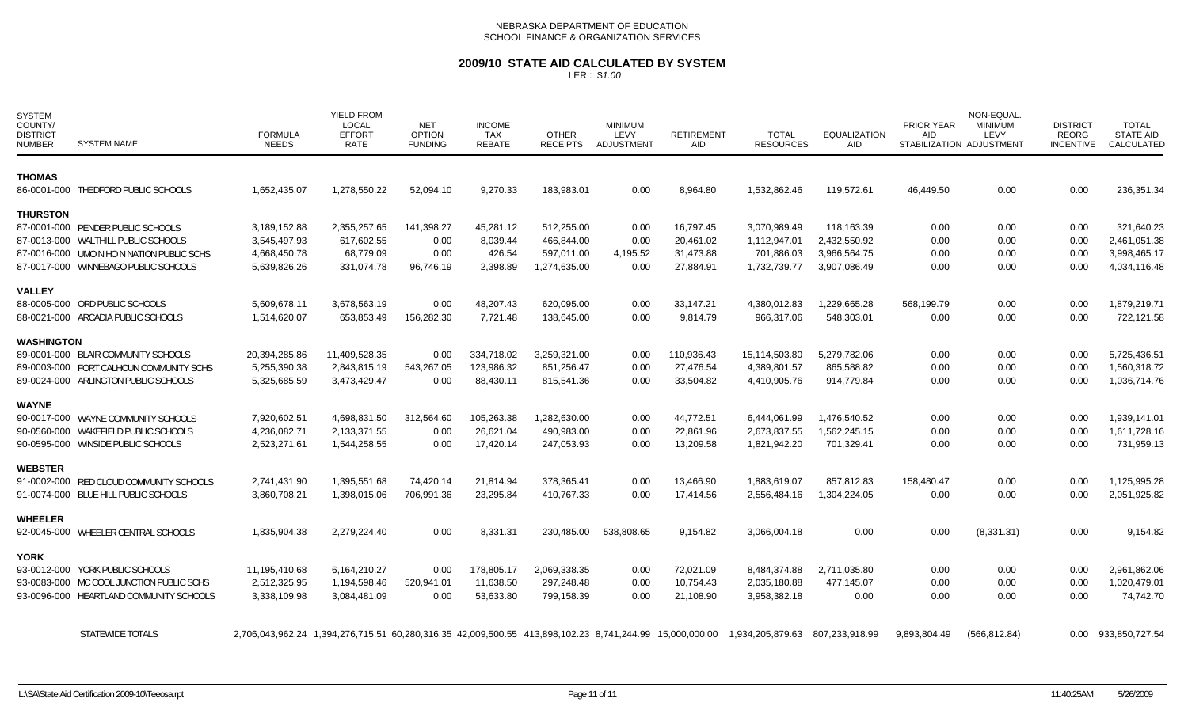NEBRASKA DEPARTMENT OF EDUCATION
SCHOOL FINANCE & ORGANIZATION SERVICES

# 2009/10 STATE AID CALCULATED BY SYSTEM

LER : $1.00

| SYSTEM COUNTY/ DISTRICT NUMBER | SYSTEM NAME | FORMULA NEEDS | YIELD FROM LOCAL EFFORT RATE | NET OPTION FUNDING | INCOME TAX REBATE | OTHER RECEIPTS | MINIMUM LEVY ADJUSTMENT | RETIREMENT AID | TOTAL RESOURCES | EQUALIZATION AID | PRIOR YEAR AID STABILIZATION | NON-EQUAL. MINIMUM LEVY ADJUSTMENT | DISTRICT REORG INCENTIVE | TOTAL STATE AID CALCULATED |
|---|---|---|---|---|---|---|---|---|---|---|---|---|---|---|
| **THOMAS** | | | | | | | | | | | | | | |
| 86-0001-000 | THEDFORD PUBLIC SCHOOLS | 1,652,435.07 | 1,278,550.22 | 52,094.10 | 9,270.33 | 183,983.01 | 0.00 | 8,964.80 | 1,532,862.46 | 119,572.61 | 46,449.50 | 0.00 | 0.00 | 236,351.34 |
| **THURSTON** | | | | | | | | | | | | | | |
| 87-0001-000 | PENDER PUBLIC SCHOOLS | 3,189,152.88 | 2,355,257.65 | 141,398.27 | 45,281.12 | 512,255.00 | 0.00 | 16,797.45 | 3,070,989.49 | 118,163.39 | 0.00 | 0.00 | 0.00 | 321,640.23 |
| 87-0013-000 | WALTHILL PUBLIC SCHOOLS | 3,545,497.93 | 617,602.55 | 0.00 | 8,039.44 | 466,844.00 | 0.00 | 20,461.02 | 1,112,947.01 | 2,432,550.92 | 0.00 | 0.00 | 0.00 | 2,461,051.38 |
| 87-0016-000 | UMO N HO N NATION PUBLIC SCHS | 4,668,450.78 | 68,779.09 | 0.00 | 426.54 | 597,011.00 | 4,195.52 | 31,473.88 | 701,886.03 | 3,966,564.75 | 0.00 | 0.00 | 0.00 | 3,998,465.17 |
| 87-0017-000 | WINNEBAGO PUBLIC SCHOOLS | 5,639,826.26 | 331,074.78 | 96,746.19 | 2,398.89 | 1,274,635.00 | 0.00 | 27,884.91 | 1,732,739.77 | 3,907,086.49 | 0.00 | 0.00 | 0.00 | 4,034,116.48 |
| **VALLEY** | | | | | | | | | | | | | | |
| 88-0005-000 | ORD PUBLIC SCHOOLS | 5,609,678.11 | 3,678,563.19 | 0.00 | 48,207.43 | 620,095.00 | 0.00 | 33,147.21 | 4,380,012.83 | 1,229,665.28 | 568,199.79 | 0.00 | 0.00 | 1,879,219.71 |
| 88-0021-000 | ARCADIA PUBLIC SCHOOLS | 1,514,620.07 | 653,853.49 | 156,282.30 | 7,721.48 | 138,645.00 | 0.00 | 9,814.79 | 966,317.06 | 548,303.01 | 0.00 | 0.00 | 0.00 | 722,121.58 |
| **WASHINGTON** | | | | | | | | | | | | | | |
| 89-0001-000 | BLAIR COMMUNITY SCHOOLS | 20,394,285.86 | 11,409,528.35 | 0.00 | 334,718.02 | 3,259,321.00 | 0.00 | 110,936.43 | 15,114,503.80 | 5,279,782.06 | 0.00 | 0.00 | 0.00 | 5,725,436.51 |
| 89-0003-000 | FORT CALHOUN COMMUNITY SCHS | 5,255,390.38 | 2,843,815.19 | 543,267.05 | 123,986.32 | 851,256.47 | 0.00 | 27,476.54 | 4,389,801.57 | 865,588.82 | 0.00 | 0.00 | 0.00 | 1,560,318.72 |
| 89-0024-000 | ARLINGTON PUBLIC SCHOOLS | 5,325,685.59 | 3,473,429.47 | 0.00 | 88,430.11 | 815,541.36 | 0.00 | 33,504.82 | 4,410,905.76 | 914,779.84 | 0.00 | 0.00 | 0.00 | 1,036,714.76 |
| **WAYNE** | | | | | | | | | | | | | | |
| 90-0017-000 | WAYNE COMMUNITY SCHOOLS | 7,920,602.51 | 4,698,831.50 | 312,564.60 | 105,263.38 | 1,282,630.00 | 0.00 | 44,772.51 | 6,444,061.99 | 1,476,540.52 | 0.00 | 0.00 | 0.00 | 1,939,141.01 |
| 90-0560-000 | WAKEFIELD PUBLIC SCHOOLS | 4,236,082.71 | 2,133,371.55 | 0.00 | 26,621.04 | 490,983.00 | 0.00 | 22,861.96 | 2,673,837.55 | 1,562,245.15 | 0.00 | 0.00 | 0.00 | 1,611,728.16 |
| 90-0595-000 | WINSIDE PUBLIC SCHOOLS | 2,523,271.61 | 1,544,258.55 | 0.00 | 17,420.14 | 247,053.93 | 0.00 | 13,209.58 | 1,821,942.20 | 701,329.41 | 0.00 | 0.00 | 0.00 | 731,959.13 |
| **WEBSTER** | | | | | | | | | | | | | | |
| 91-0002-000 | RED CLOUD COMMUNITY SCHOOLS | 2,741,431.90 | 1,395,551.68 | 74,420.14 | 21,814.94 | 378,365.41 | 0.00 | 13,466.90 | 1,883,619.07 | 857,812.83 | 158,480.47 | 0.00 | 0.00 | 1,125,995.28 |
| 91-0074-000 | BLUE HILL PUBLIC SCHOOLS | 3,860,708.21 | 1,398,015.06 | 706,991.36 | 23,295.84 | 410,767.33 | 0.00 | 17,414.56 | 2,556,484.16 | 1,304,224.05 | 0.00 | 0.00 | 0.00 | 2,051,925.82 |
| **WHEELER** | | | | | | | | | | | | | | |
| 92-0045-000 | WHEELER CENTRAL SCHOOLS | 1,835,904.38 | 2,279,224.40 | 0.00 | 8,331.31 | 230,485.00 | 538,808.65 | 9,154.82 | 3,066,004.18 | 0.00 | 0.00 | (8,331.31) | 0.00 | 9,154.82 |
| **YORK** | | | | | | | | | | | | | | |
| 93-0012-000 | YORK PUBLIC SCHOOLS | 11,195,410.68 | 6,164,210.27 | 0.00 | 178,805.17 | 2,069,338.35 | 0.00 | 72,021.09 | 8,484,374.88 | 2,711,035.80 | 0.00 | 0.00 | 0.00 | 2,961,862.06 |
| 93-0083-000 | MC COOL JUNCTION PUBLIC SCHS | 2,512,325.95 | 1,194,598.46 | 520,941.01 | 11,638.50 | 297,248.48 | 0.00 | 10,754.43 | 2,035,180.88 | 477,145.07 | 0.00 | 0.00 | 0.00 | 1,020,479.01 |
| 93-0096-000 | HEARTLAND COMMUNITY SCHOOLS | 3,338,109.98 | 3,084,481.09 | 0.00 | 53,633.80 | 799,158.39 | 0.00 | 21,108.90 | 3,958,382.18 | 0.00 | 0.00 | 0.00 | 0.00 | 74,742.70 |
| | STATEWIDE TOTALS | 2,706,043,962.24 | 1,394,276,715.51 | 60,280,316.35 | 42,009,500.55 | 413,898,102.23 | 8,741,244.99 | 15,000,000.00 | 1,934,205,879.63 | 807,233,918.99 | 9,893,804.49 | (566,812.84) | 0.00 | 933,850,727.54 |

L:\SA\State Aid Certification 2009-10\Teeosa.rpt 11:40:25AM 5/26/2009